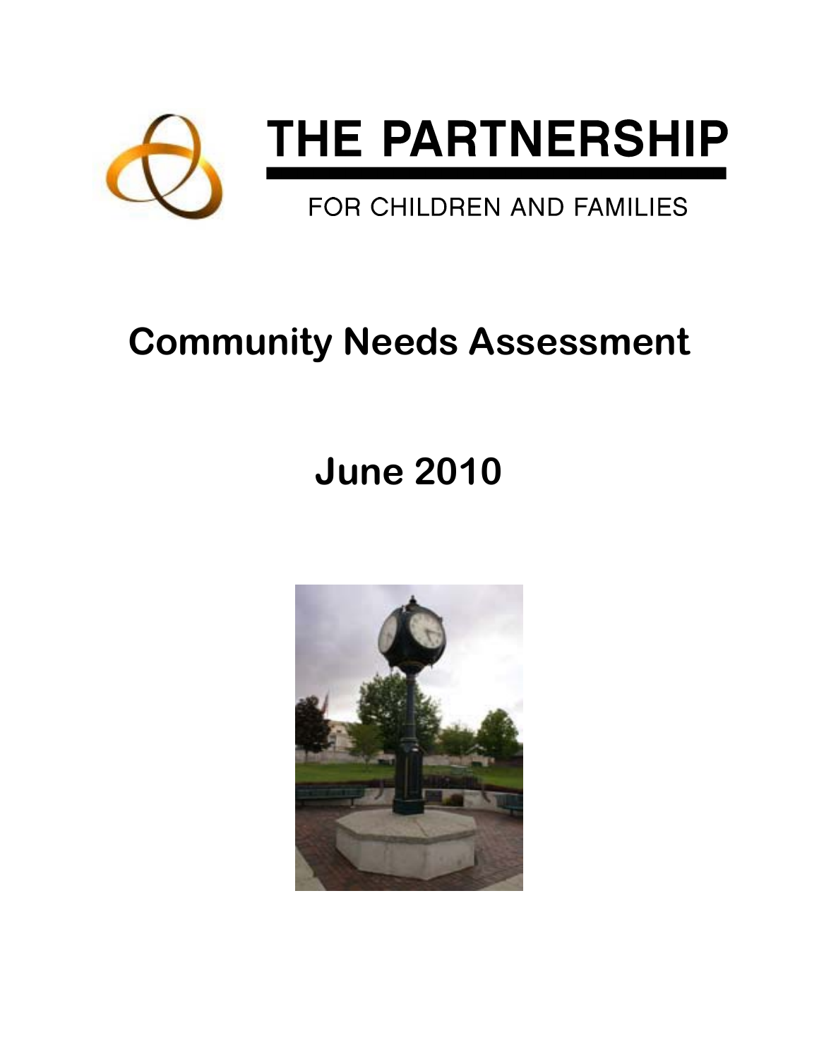# THE PARTNERSHIP

FOR CHILDREN AND FAMILIES

# Community Needs Assessment

## June 2010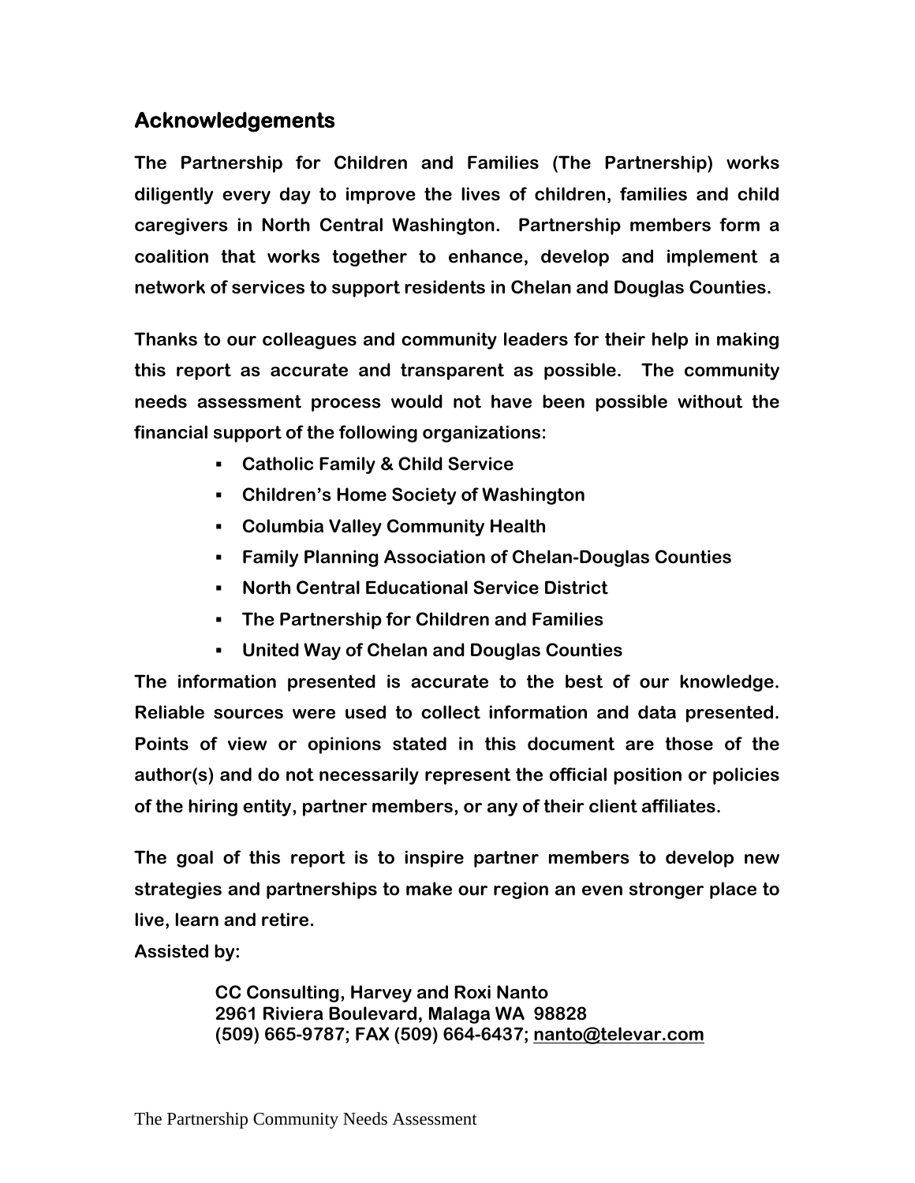## Acknowledgements

**The Partnership for Children and Families (The Partnership) works diligently every day to improve the lives of children, families and child caregivers in North Central Washington. Partnership members form a coalition that works together to enhance, develop and implement a network of services to support residents in Chelan and Douglas Counties.**

**Thanks to our colleagues and community leaders for their help in making this report as accurate and transparent as possible. The community needs assessment process would not have been possible without the financial support of the following organizations:**

- **Catholic Family & Child Service**
- **Children's Home Society of Washington**
- **Columbia Valley Community Health**
- **Family Planning Association of Chelan-Douglas Counties**
- **North Central Educational Service District**
- **The Partnership for Children and Families**
- **United Way of Chelan and Douglas Counties**

**The information presented is accurate to the best of our knowledge. Reliable sources were used to collect information and data presented. Points of view or opinions stated in this document are those of the author(s) and do not necessarily represent the official position or policies of the hiring entity, partner members, or any of their client affiliates.**

**The goal of this report is to inspire partner members to develop new strategies and partnerships to make our region an even stronger place to live, learn and retire.**

**Assisted by:**

**CC Consulting, Harvey and Roxi Nanto**
**2961 Riviera Boulevard, Malaga WA 98828**
**(509) 665-9787; FAX (509) 664-6437; nanto@televar.com**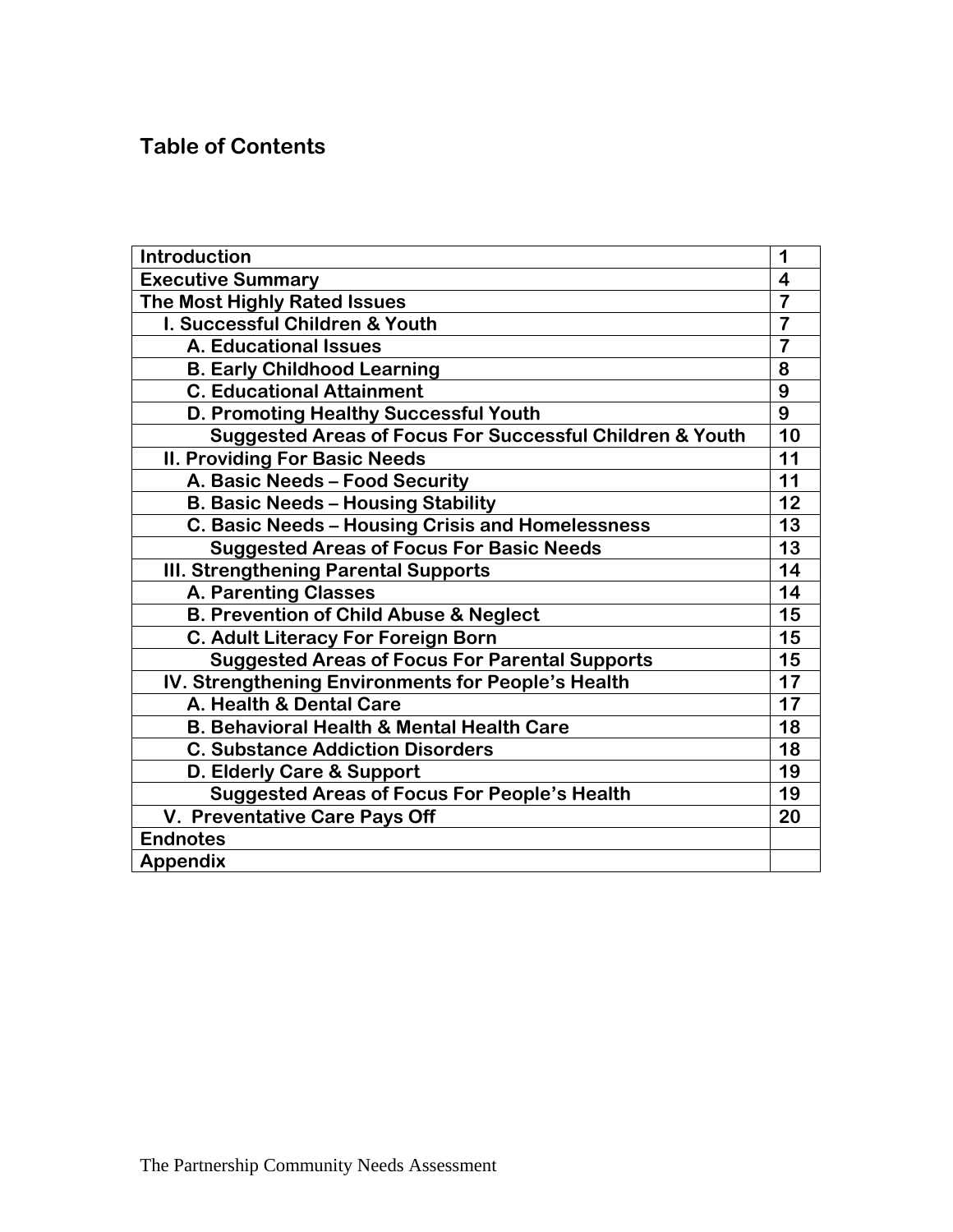## Table of Contents

| Section | Page |
|---|---|
| **Introduction** | **1** |
| **Executive Summary** | **4** |
| **The Most Highly Rated Issues** | **7** |
| **I. Successful Children & Youth** | **7** |
| **A. Educational Issues** | **7** |
| **B. Early Childhood Learning** | **8** |
| **C. Educational Attainment** | **9** |
| **D. Promoting Healthy Successful Youth** | **9** |
| **Suggested Areas of Focus For Successful Children & Youth** | **10** |
| **II. Providing For Basic Needs** | **11** |
| **A. Basic Needs – Food Security** | **11** |
| **B. Basic Needs – Housing Stability** | **12** |
| **C. Basic Needs – Housing Crisis and Homelessness** | **13** |
| **Suggested Areas of Focus For Basic Needs** | **13** |
| **III. Strengthening Parental Supports** | **14** |
| **A. Parenting Classes** | **14** |
| **B. Prevention of Child Abuse & Neglect** | **15** |
| **C. Adult Literacy For Foreign Born** | **15** |
| **Suggested Areas of Focus For Parental Supports** | **15** |
| **IV. Strengthening Environments for People's Health** | **17** |
| **A. Health & Dental Care** | **17** |
| **B. Behavioral Health & Mental Health Care** | **18** |
| **C. Substance Addiction Disorders** | **18** |
| **D. Elderly Care & Support** | **19** |
| **Suggested Areas of Focus For People's Health** | **19** |
| **V. Preventative Care Pays Off** | **20** |
| **Endnotes** | |
| **Appendix** | |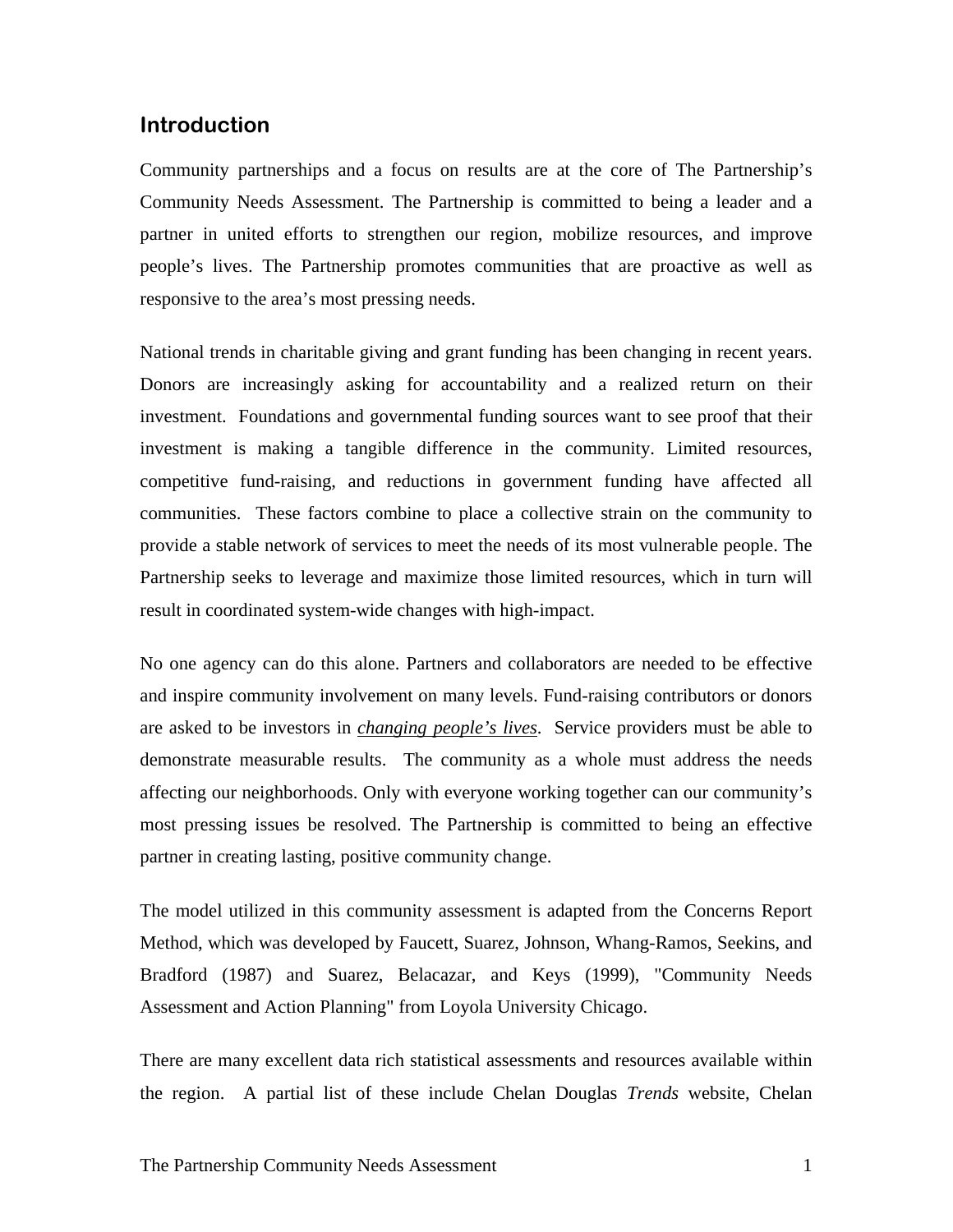## Introduction

Community partnerships and a focus on results are at the core of The Partnership's Community Needs Assessment. The Partnership is committed to being a leader and a partner in united efforts to strengthen our region, mobilize resources, and improve people's lives. The Partnership promotes communities that are proactive as well as responsive to the area's most pressing needs.

National trends in charitable giving and grant funding has been changing in recent years. Donors are increasingly asking for accountability and a realized return on their investment. Foundations and governmental funding sources want to see proof that their investment is making a tangible difference in the community. Limited resources, competitive fund-raising, and reductions in government funding have affected all communities. These factors combine to place a collective strain on the community to provide a stable network of services to meet the needs of its most vulnerable people. The Partnership seeks to leverage and maximize those limited resources, which in turn will result in coordinated system-wide changes with high-impact.

No one agency can do this alone. Partners and collaborators are needed to be effective and inspire community involvement on many levels. Fund-raising contributors or donors are asked to be investors in <u>*changing people's lives*</u>. Service providers must be able to demonstrate measurable results. The community as a whole must address the needs affecting our neighborhoods. Only with everyone working together can our community's most pressing issues be resolved. The Partnership is committed to being an effective partner in creating lasting, positive community change.

The model utilized in this community assessment is adapted from the Concerns Report Method, which was developed by Faucett, Suarez, Johnson, Whang-Ramos, Seekins, and Bradford (1987) and Suarez, Belacazar, and Keys (1999), "Community Needs Assessment and Action Planning" from Loyola University Chicago.

There are many excellent data rich statistical assessments and resources available within the region. A partial list of these include Chelan Douglas *Trends* website, Chelan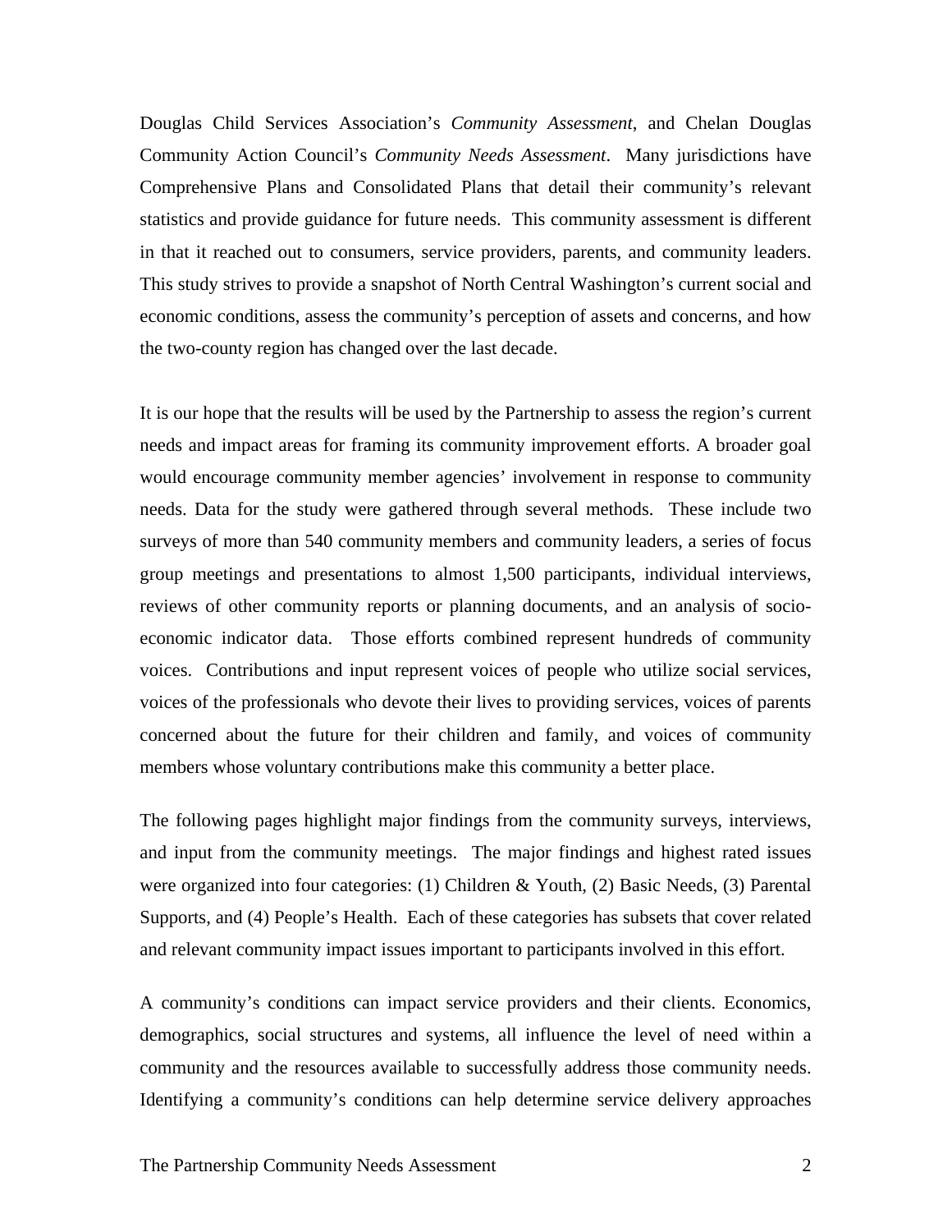Douglas Child Services Association's *Community Assessment*, and Chelan Douglas Community Action Council's *Community Needs Assessment*. Many jurisdictions have Comprehensive Plans and Consolidated Plans that detail their community's relevant statistics and provide guidance for future needs. This community assessment is different in that it reached out to consumers, service providers, parents, and community leaders. This study strives to provide a snapshot of North Central Washington's current social and economic conditions, assess the community's perception of assets and concerns, and how the two-county region has changed over the last decade.

It is our hope that the results will be used by the Partnership to assess the region's current needs and impact areas for framing its community improvement efforts. A broader goal would encourage community member agencies' involvement in response to community needs. Data for the study were gathered through several methods. These include two surveys of more than 540 community members and community leaders, a series of focus group meetings and presentations to almost 1,500 participants, individual interviews, reviews of other community reports or planning documents, and an analysis of socio-economic indicator data. Those efforts combined represent hundreds of community voices. Contributions and input represent voices of people who utilize social services, voices of the professionals who devote their lives to providing services, voices of parents concerned about the future for their children and family, and voices of community members whose voluntary contributions make this community a better place.

The following pages highlight major findings from the community surveys, interviews, and input from the community meetings. The major findings and highest rated issues were organized into four categories: (1) Children & Youth, (2) Basic Needs, (3) Parental Supports, and (4) People's Health. Each of these categories has subsets that cover related and relevant community impact issues important to participants involved in this effort.

A community's conditions can impact service providers and their clients. Economics, demographics, social structures and systems, all influence the level of need within a community and the resources available to successfully address those community needs. Identifying a community's conditions can help determine service delivery approaches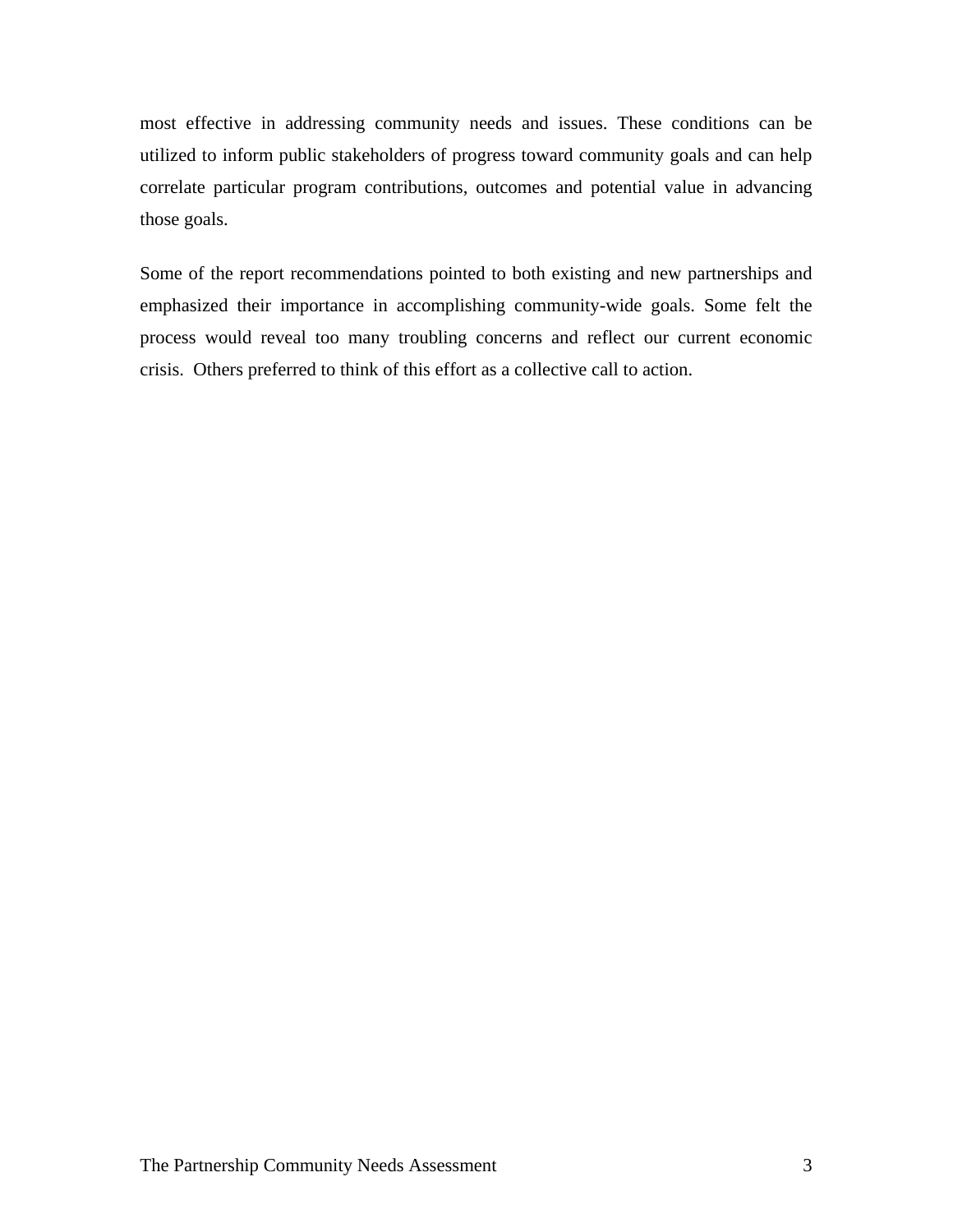most effective in addressing community needs and issues. These conditions can be utilized to inform public stakeholders of progress toward community goals and can help correlate particular program contributions, outcomes and potential value in advancing those goals.

Some of the report recommendations pointed to both existing and new partnerships and emphasized their importance in accomplishing community-wide goals. Some felt the process would reveal too many troubling concerns and reflect our current economic crisis. Others preferred to think of this effort as a collective call to action.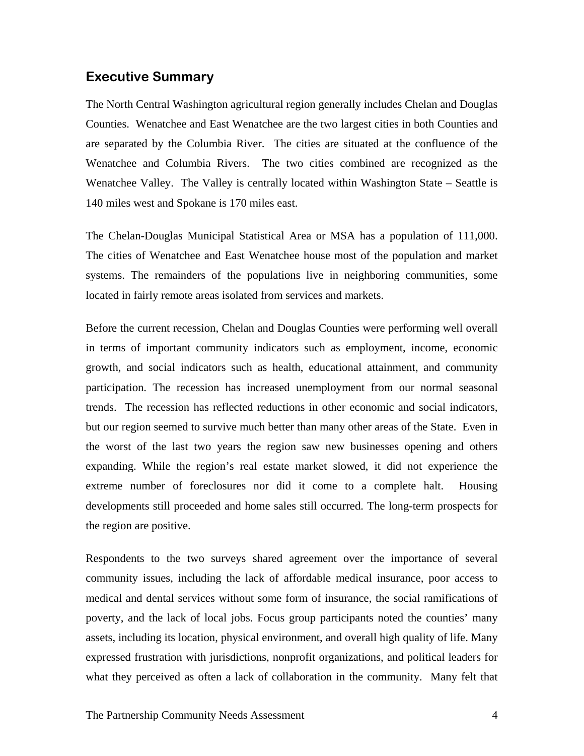## Executive Summary

The North Central Washington agricultural region generally includes Chelan and Douglas Counties. Wenatchee and East Wenatchee are the two largest cities in both Counties and are separated by the Columbia River. The cities are situated at the confluence of the Wenatchee and Columbia Rivers. The two cities combined are recognized as the Wenatchee Valley. The Valley is centrally located within Washington State – Seattle is 140 miles west and Spokane is 170 miles east.

The Chelan-Douglas Municipal Statistical Area or MSA has a population of 111,000. The cities of Wenatchee and East Wenatchee house most of the population and market systems. The remainders of the populations live in neighboring communities, some located in fairly remote areas isolated from services and markets.

Before the current recession, Chelan and Douglas Counties were performing well overall in terms of important community indicators such as employment, income, economic growth, and social indicators such as health, educational attainment, and community participation. The recession has increased unemployment from our normal seasonal trends. The recession has reflected reductions in other economic and social indicators, but our region seemed to survive much better than many other areas of the State. Even in the worst of the last two years the region saw new businesses opening and others expanding. While the region's real estate market slowed, it did not experience the extreme number of foreclosures nor did it come to a complete halt. Housing developments still proceeded and home sales still occurred. The long-term prospects for the region are positive.

Respondents to the two surveys shared agreement over the importance of several community issues, including the lack of affordable medical insurance, poor access to medical and dental services without some form of insurance, the social ramifications of poverty, and the lack of local jobs. Focus group participants noted the counties' many assets, including its location, physical environment, and overall high quality of life. Many expressed frustration with jurisdictions, nonprofit organizations, and political leaders for what they perceived as often a lack of collaboration in the community. Many felt that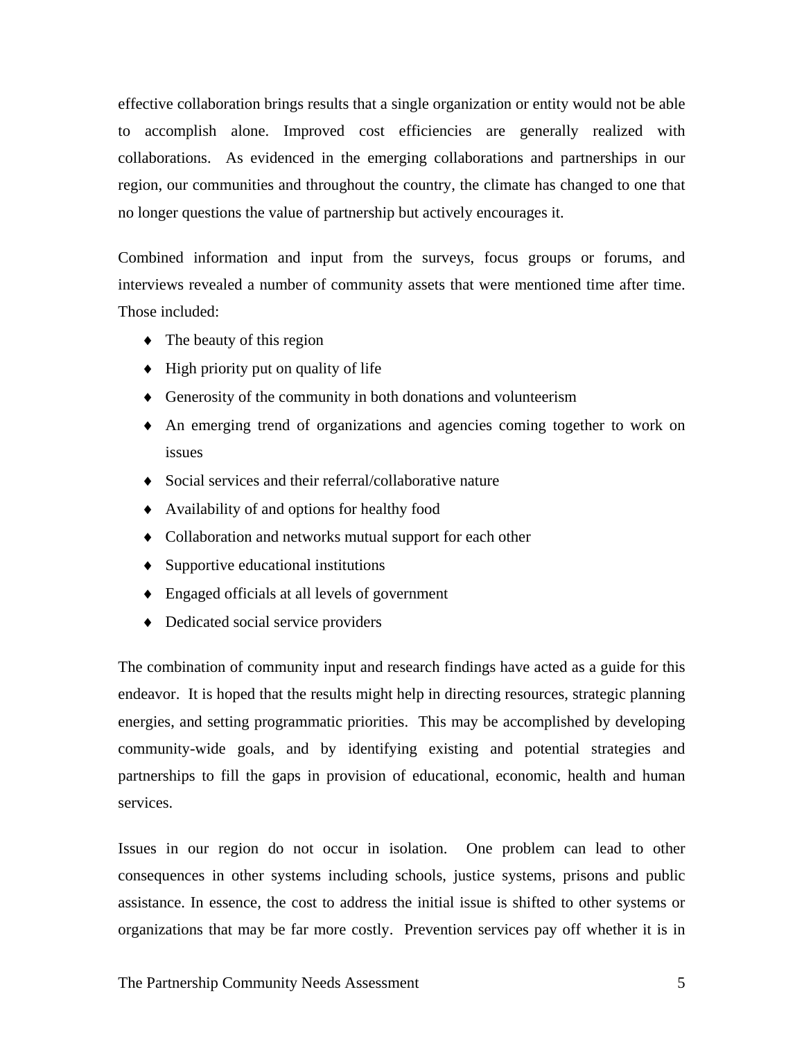effective collaboration brings results that a single organization or entity would not be able to accomplish alone. Improved cost efficiencies are generally realized with collaborations. As evidenced in the emerging collaborations and partnerships in our region, our communities and throughout the country, the climate has changed to one that no longer questions the value of partnership but actively encourages it.

Combined information and input from the surveys, focus groups or forums, and interviews revealed a number of community assets that were mentioned time after time. Those included:

- The beauty of this region
- High priority put on quality of life
- Generosity of the community in both donations and volunteerism
- An emerging trend of organizations and agencies coming together to work on issues
- Social services and their referral/collaborative nature
- Availability of and options for healthy food
- Collaboration and networks mutual support for each other
- Supportive educational institutions
- Engaged officials at all levels of government
- Dedicated social service providers

The combination of community input and research findings have acted as a guide for this endeavor. It is hoped that the results might help in directing resources, strategic planning energies, and setting programmatic priorities. This may be accomplished by developing community-wide goals, and by identifying existing and potential strategies and partnerships to fill the gaps in provision of educational, economic, health and human services.

Issues in our region do not occur in isolation. One problem can lead to other consequences in other systems including schools, justice systems, prisons and public assistance. In essence, the cost to address the initial issue is shifted to other systems or organizations that may be far more costly. Prevention services pay off whether it is in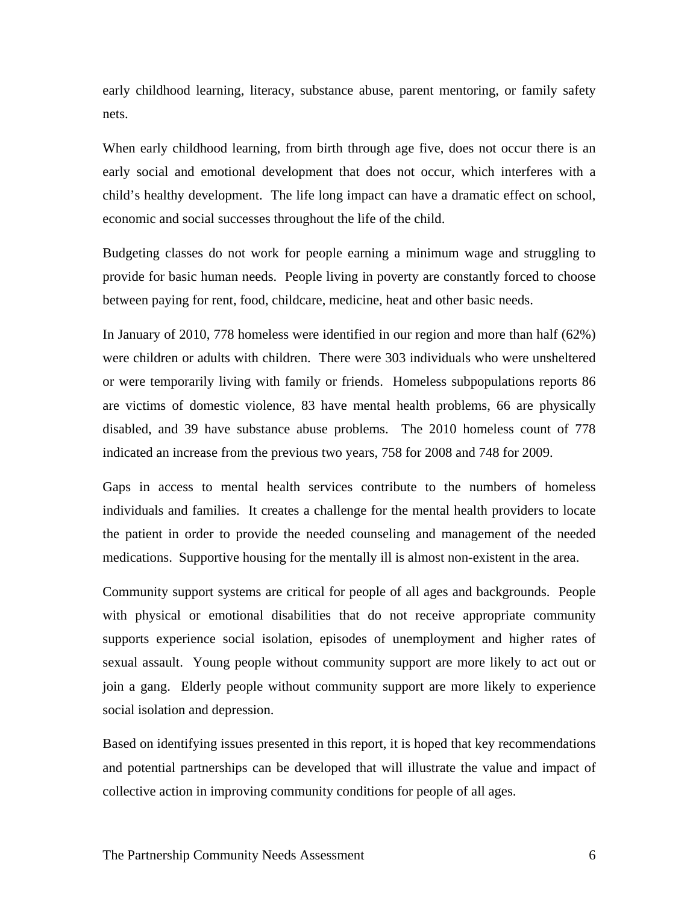early childhood learning, literacy, substance abuse, parent mentoring, or family safety nets.

When early childhood learning, from birth through age five, does not occur there is an early social and emotional development that does not occur, which interferes with a child's healthy development. The life long impact can have a dramatic effect on school, economic and social successes throughout the life of the child.

Budgeting classes do not work for people earning a minimum wage and struggling to provide for basic human needs. People living in poverty are constantly forced to choose between paying for rent, food, childcare, medicine, heat and other basic needs.

In January of 2010, 778 homeless were identified in our region and more than half (62%) were children or adults with children. There were 303 individuals who were unsheltered or were temporarily living with family or friends. Homeless subpopulations reports 86 are victims of domestic violence, 83 have mental health problems, 66 are physically disabled, and 39 have substance abuse problems. The 2010 homeless count of 778 indicated an increase from the previous two years, 758 for 2008 and 748 for 2009.

Gaps in access to mental health services contribute to the numbers of homeless individuals and families. It creates a challenge for the mental health providers to locate the patient in order to provide the needed counseling and management of the needed medications. Supportive housing for the mentally ill is almost non-existent in the area.

Community support systems are critical for people of all ages and backgrounds. People with physical or emotional disabilities that do not receive appropriate community supports experience social isolation, episodes of unemployment and higher rates of sexual assault. Young people without community support are more likely to act out or join a gang. Elderly people without community support are more likely to experience social isolation and depression.

Based on identifying issues presented in this report, it is hoped that key recommendations and potential partnerships can be developed that will illustrate the value and impact of collective action in improving community conditions for people of all ages.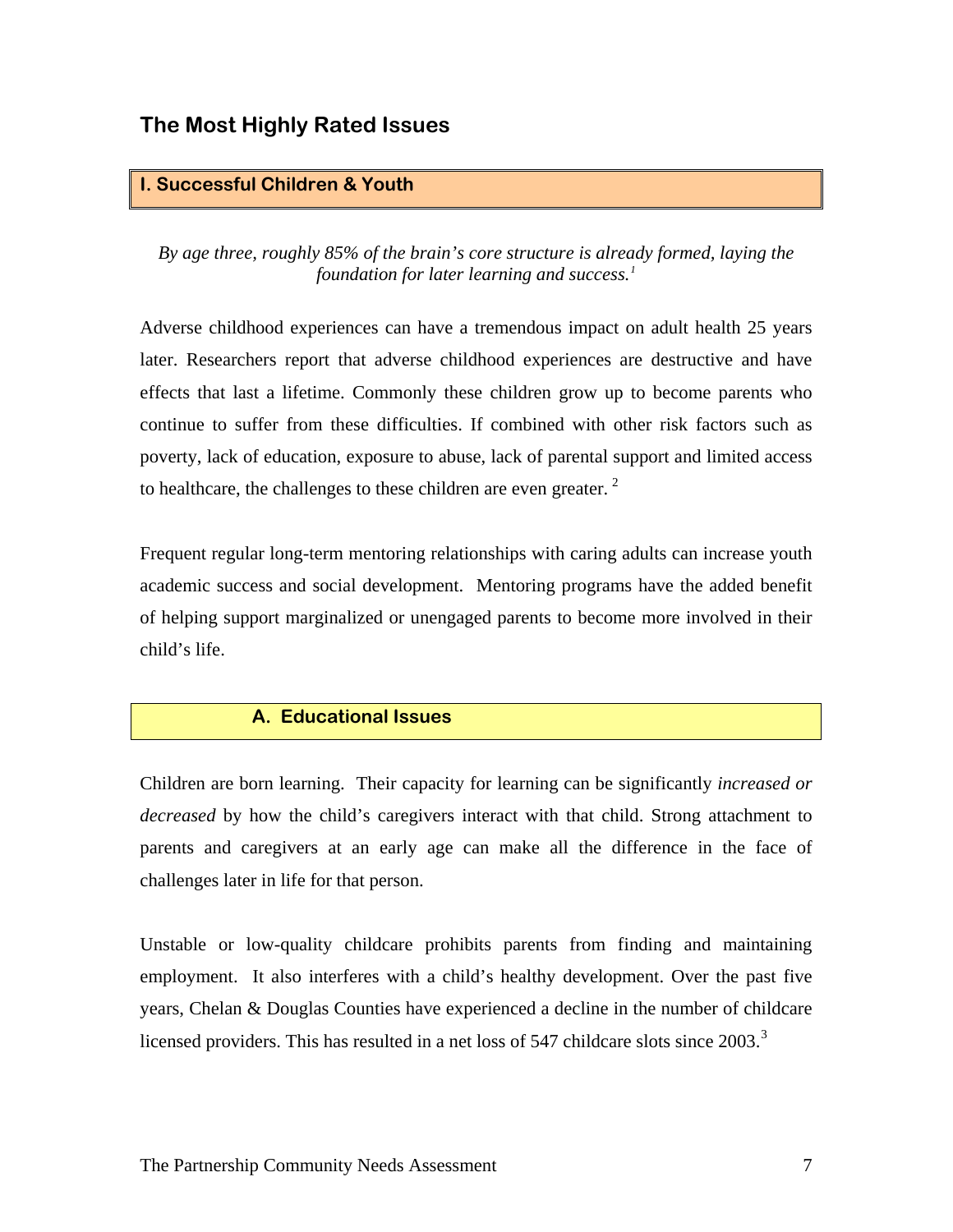## The Most Highly Rated Issues

### I. Successful Children & Youth

*By age three, roughly 85% of the brain's core structure is already formed, laying the foundation for later learning and success.*[1]

Adverse childhood experiences can have a tremendous impact on adult health 25 years later. Researchers report that adverse childhood experiences are destructive and have effects that last a lifetime. Commonly these children grow up to become parents who continue to suffer from these difficulties. If combined with other risk factors such as poverty, lack of education, exposure to abuse, lack of parental support and limited access to healthcare, the challenges to these children are even greater. [2]

Frequent regular long-term mentoring relationships with caring adults can increase youth academic success and social development. Mentoring programs have the added benefit of helping support marginalized or unengaged parents to become more involved in their child's life.

#### A. Educational Issues

Children are born learning. Their capacity for learning can be significantly *increased or decreased* by how the child's caregivers interact with that child. Strong attachment to parents and caregivers at an early age can make all the difference in the face of challenges later in life for that person.

Unstable or low-quality childcare prohibits parents from finding and maintaining employment. It also interferes with a child's healthy development. Over the past five years, Chelan & Douglas Counties have experienced a decline in the number of childcare licensed providers. This has resulted in a net loss of 547 childcare slots since 2003.[3]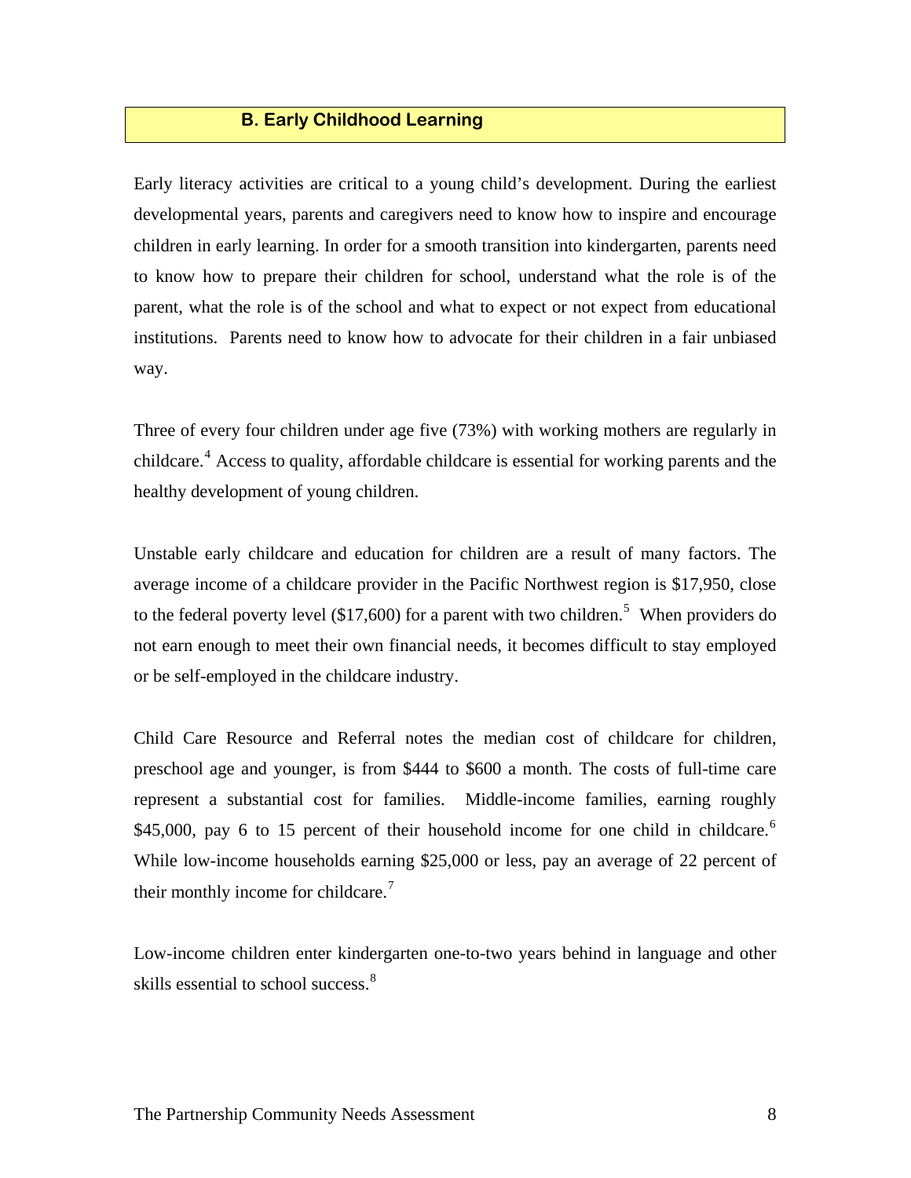## B. Early Childhood Learning

Early literacy activities are critical to a young child's development. During the earliest developmental years, parents and caregivers need to know how to inspire and encourage children in early learning. In order for a smooth transition into kindergarten, parents need to know how to prepare their children for school, understand what the role is of the parent, what the role is of the school and what to expect or not expect from educational institutions. Parents need to know how to advocate for their children in a fair unbiased way.

Three of every four children under age five (73%) with working mothers are regularly in childcare.[4] Access to quality, affordable childcare is essential for working parents and the healthy development of young children.

Unstable early childcare and education for children are a result of many factors. The average income of a childcare provider in the Pacific Northwest region is $17,950, close to the federal poverty level ($17,600) for a parent with two children.[5] When providers do not earn enough to meet their own financial needs, it becomes difficult to stay employed or be self-employed in the childcare industry.

Child Care Resource and Referral notes the median cost of childcare for children, preschool age and younger, is from $444 to $600 a month. The costs of full-time care represent a substantial cost for families. Middle-income families, earning roughly $45,000, pay 6 to 15 percent of their household income for one child in childcare.[6] While low-income households earning $25,000 or less, pay an average of 22 percent of their monthly income for childcare.[7]

Low-income children enter kindergarten one-to-two years behind in language and other skills essential to school success.[8]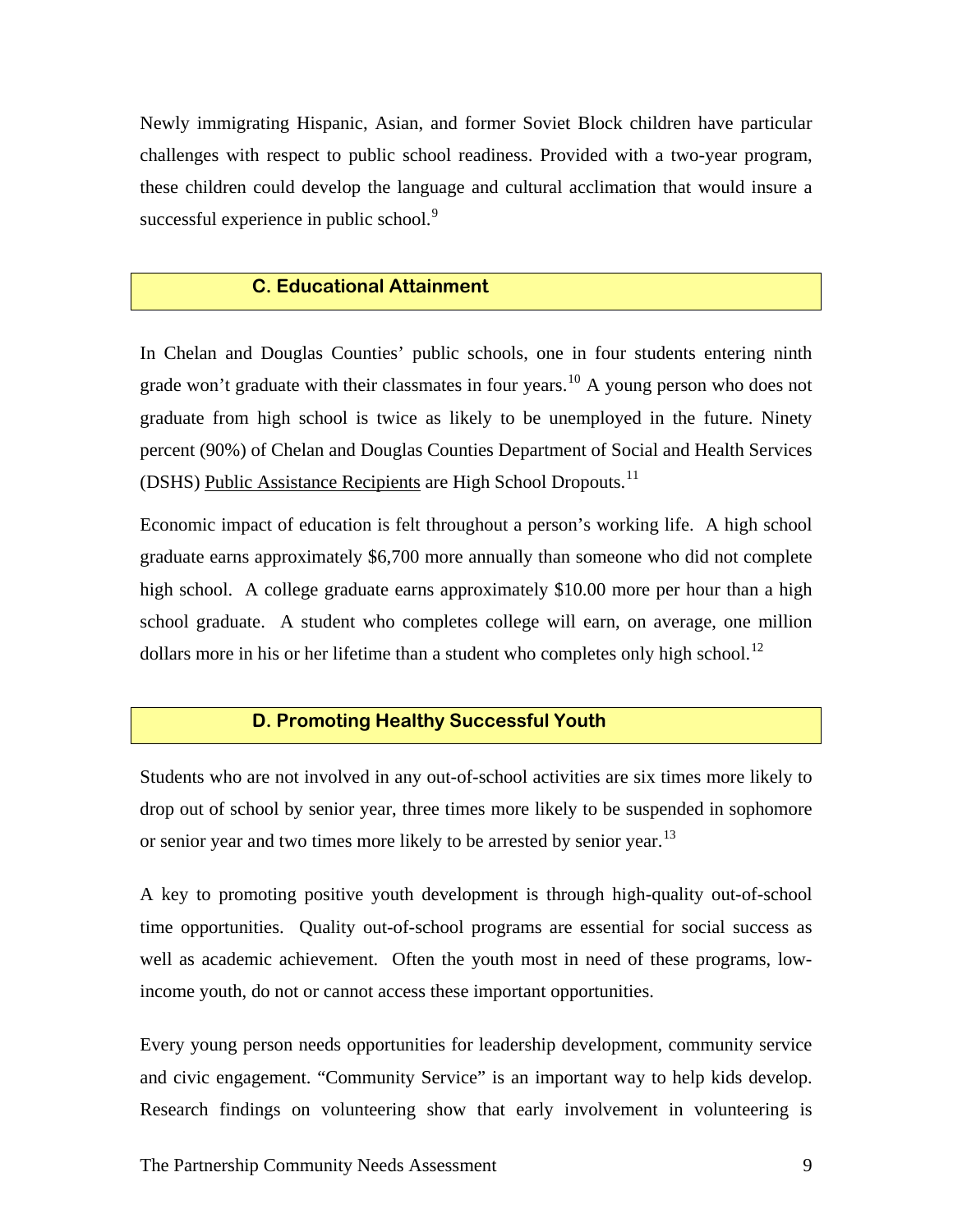Newly immigrating Hispanic, Asian, and former Soviet Block children have particular challenges with respect to public school readiness. Provided with a two-year program, these children could develop the language and cultural acclimation that would insure a successful experience in public school.[9]

## C. Educational Attainment

In Chelan and Douglas Counties' public schools, one in four students entering ninth grade won't graduate with their classmates in four years.[10] A young person who does not graduate from high school is twice as likely to be unemployed in the future. Ninety percent (90%) of Chelan and Douglas Counties Department of Social and Health Services (DSHS) Public Assistance Recipients are High School Dropouts.[11]

Economic impact of education is felt throughout a person's working life. A high school graduate earns approximately $6,700 more annually than someone who did not complete high school. A college graduate earns approximately $10.00 more per hour than a high school graduate. A student who completes college will earn, on average, one million dollars more in his or her lifetime than a student who completes only high school.[12]

## D. Promoting Healthy Successful Youth

Students who are not involved in any out-of-school activities are six times more likely to drop out of school by senior year, three times more likely to be suspended in sophomore or senior year and two times more likely to be arrested by senior year.[13]

A key to promoting positive youth development is through high-quality out-of-school time opportunities. Quality out-of-school programs are essential for social success as well as academic achievement. Often the youth most in need of these programs, low-income youth, do not or cannot access these important opportunities.

Every young person needs opportunities for leadership development, community service and civic engagement. "Community Service" is an important way to help kids develop. Research findings on volunteering show that early involvement in volunteering is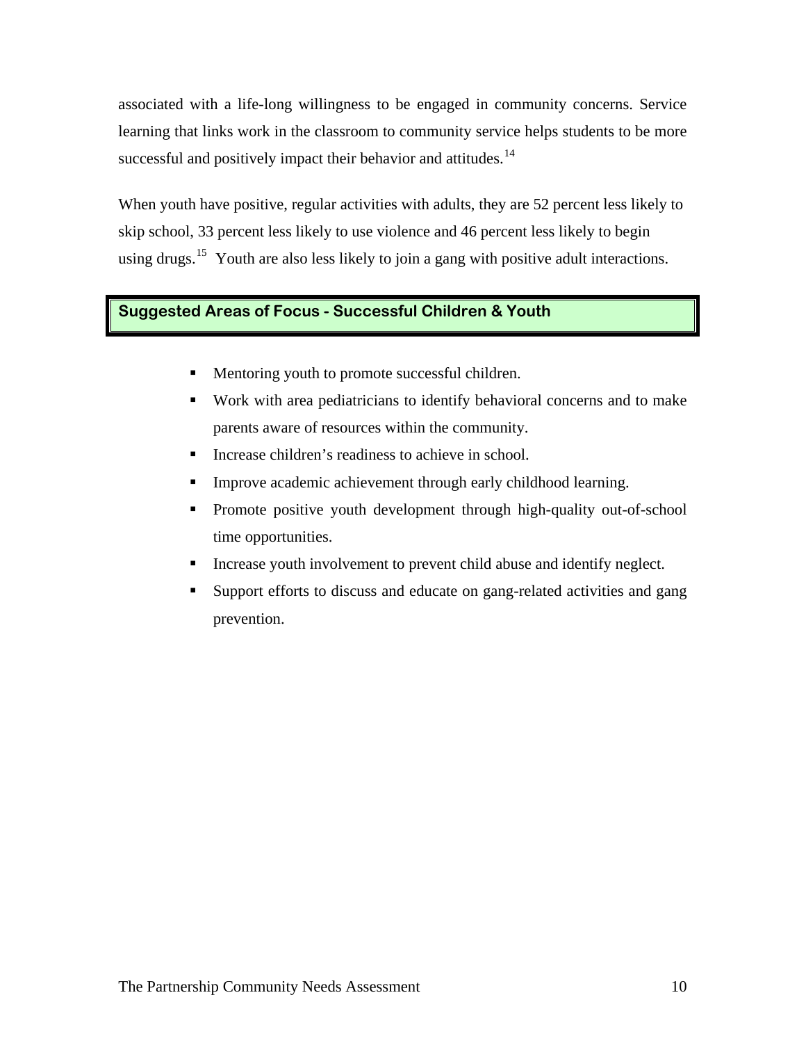associated with a life-long willingness to be engaged in community concerns. Service learning that links work in the classroom to community service helps students to be more successful and positively impact their behavior and attitudes.[14]

When youth have positive, regular activities with adults, they are 52 percent less likely to skip school, 33 percent less likely to use violence and 46 percent less likely to begin using drugs.[15] Youth are also less likely to join a gang with positive adult interactions.

## Suggested Areas of Focus - Successful Children & Youth

- Mentoring youth to promote successful children.
- Work with area pediatricians to identify behavioral concerns and to make parents aware of resources within the community.
- Increase children's readiness to achieve in school.
- Improve academic achievement through early childhood learning.
- Promote positive youth development through high-quality out-of-school time opportunities.
- Increase youth involvement to prevent child abuse and identify neglect.
- Support efforts to discuss and educate on gang-related activities and gang prevention.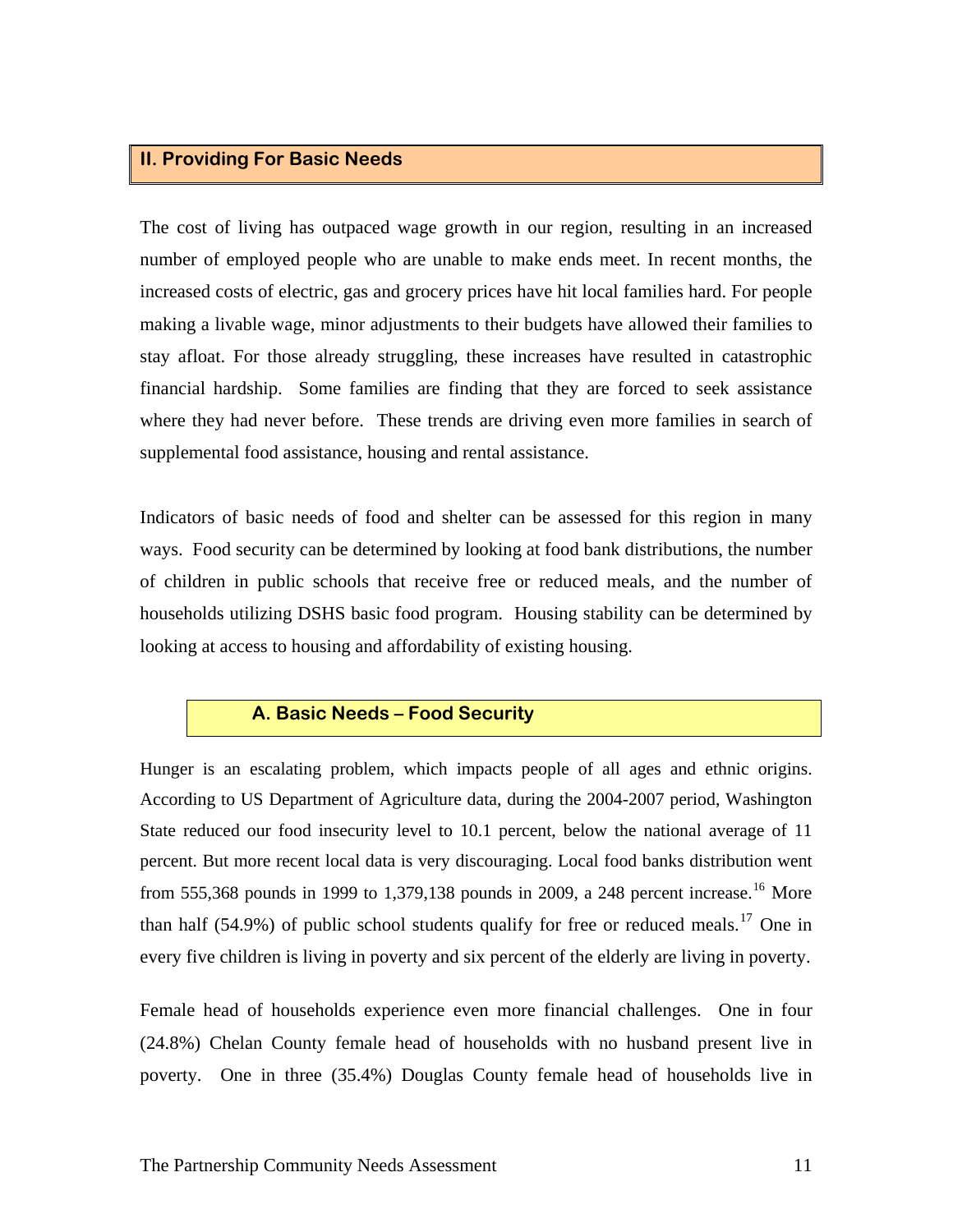## II. Providing For Basic Needs

The cost of living has outpaced wage growth in our region, resulting in an increased number of employed people who are unable to make ends meet. In recent months, the increased costs of electric, gas and grocery prices have hit local families hard. For people making a livable wage, minor adjustments to their budgets have allowed their families to stay afloat. For those already struggling, these increases have resulted in catastrophic financial hardship. Some families are finding that they are forced to seek assistance where they had never before. These trends are driving even more families in search of supplemental food assistance, housing and rental assistance.

Indicators of basic needs of food and shelter can be assessed for this region in many ways. Food security can be determined by looking at food bank distributions, the number of children in public schools that receive free or reduced meals, and the number of households utilizing DSHS basic food program. Housing stability can be determined by looking at access to housing and affordability of existing housing.

### A. Basic Needs – Food Security

Hunger is an escalating problem, which impacts people of all ages and ethnic origins. According to US Department of Agriculture data, during the 2004-2007 period, Washington State reduced our food insecurity level to 10.1 percent, below the national average of 11 percent. But more recent local data is very discouraging. Local food banks distribution went from 555,368 pounds in 1999 to 1,379,138 pounds in 2009, a 248 percent increase.[16] More than half (54.9%) of public school students qualify for free or reduced meals.[17] One in every five children is living in poverty and six percent of the elderly are living in poverty.

Female head of households experience even more financial challenges. One in four (24.8%) Chelan County female head of households with no husband present live in poverty. One in three (35.4%) Douglas County female head of households live in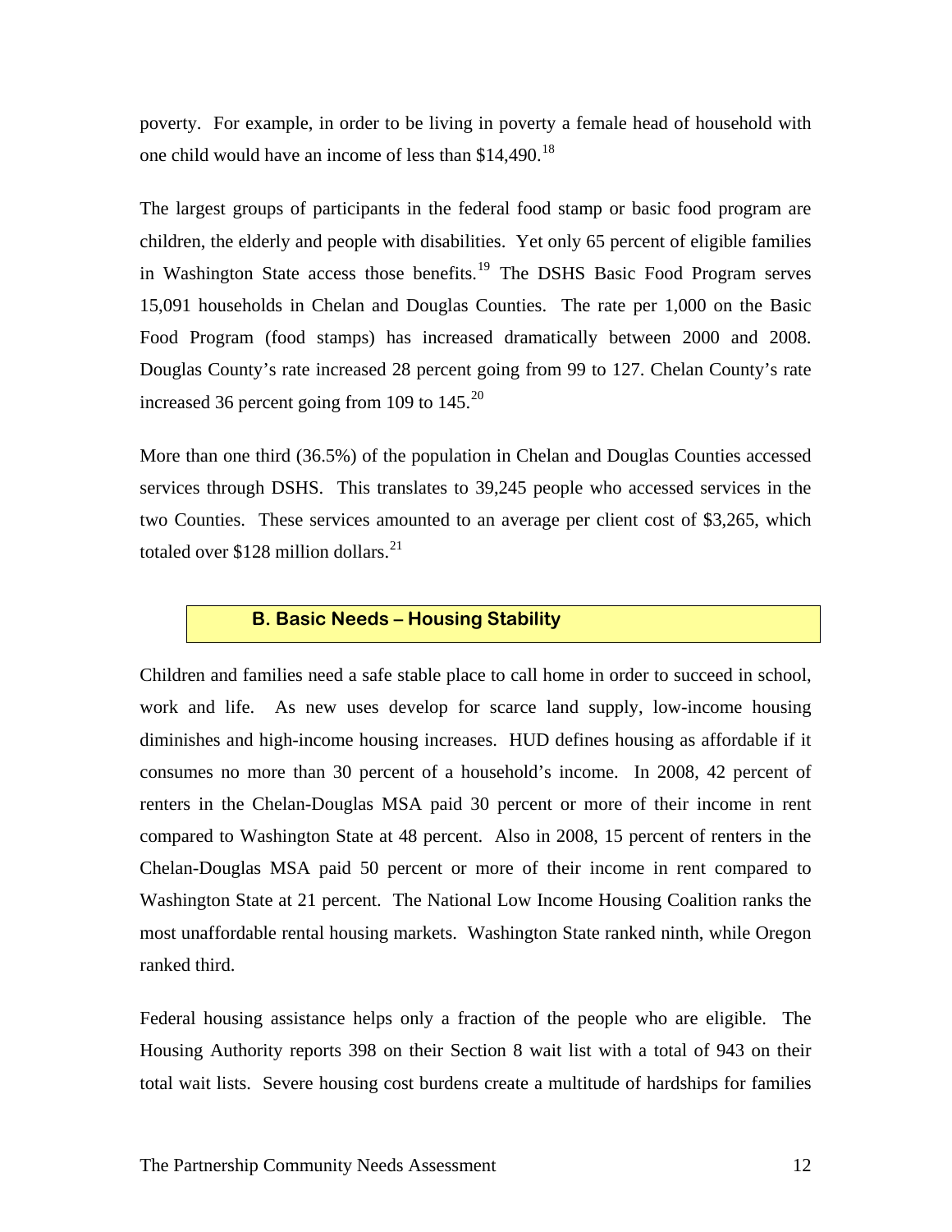poverty. For example, in order to be living in poverty a female head of household with one child would have an income of less than $14,490.[18]

The largest groups of participants in the federal food stamp or basic food program are children, the elderly and people with disabilities. Yet only 65 percent of eligible families in Washington State access those benefits.[19] The DSHS Basic Food Program serves 15,091 households in Chelan and Douglas Counties. The rate per 1,000 on the Basic Food Program (food stamps) has increased dramatically between 2000 and 2008. Douglas County's rate increased 28 percent going from 99 to 127. Chelan County's rate increased 36 percent going from 109 to 145.[20]

More than one third (36.5%) of the population in Chelan and Douglas Counties accessed services through DSHS. This translates to 39,245 people who accessed services in the two Counties. These services amounted to an average per client cost of $3,265, which totaled over $128 million dollars.[21]

## B. Basic Needs – Housing Stability

Children and families need a safe stable place to call home in order to succeed in school, work and life. As new uses develop for scarce land supply, low-income housing diminishes and high-income housing increases. HUD defines housing as affordable if it consumes no more than 30 percent of a household's income. In 2008, 42 percent of renters in the Chelan-Douglas MSA paid 30 percent or more of their income in rent compared to Washington State at 48 percent. Also in 2008, 15 percent of renters in the Chelan-Douglas MSA paid 50 percent or more of their income in rent compared to Washington State at 21 percent. The National Low Income Housing Coalition ranks the most unaffordable rental housing markets. Washington State ranked ninth, while Oregon ranked third.

Federal housing assistance helps only a fraction of the people who are eligible. The Housing Authority reports 398 on their Section 8 wait list with a total of 943 on their total wait lists. Severe housing cost burdens create a multitude of hardships for families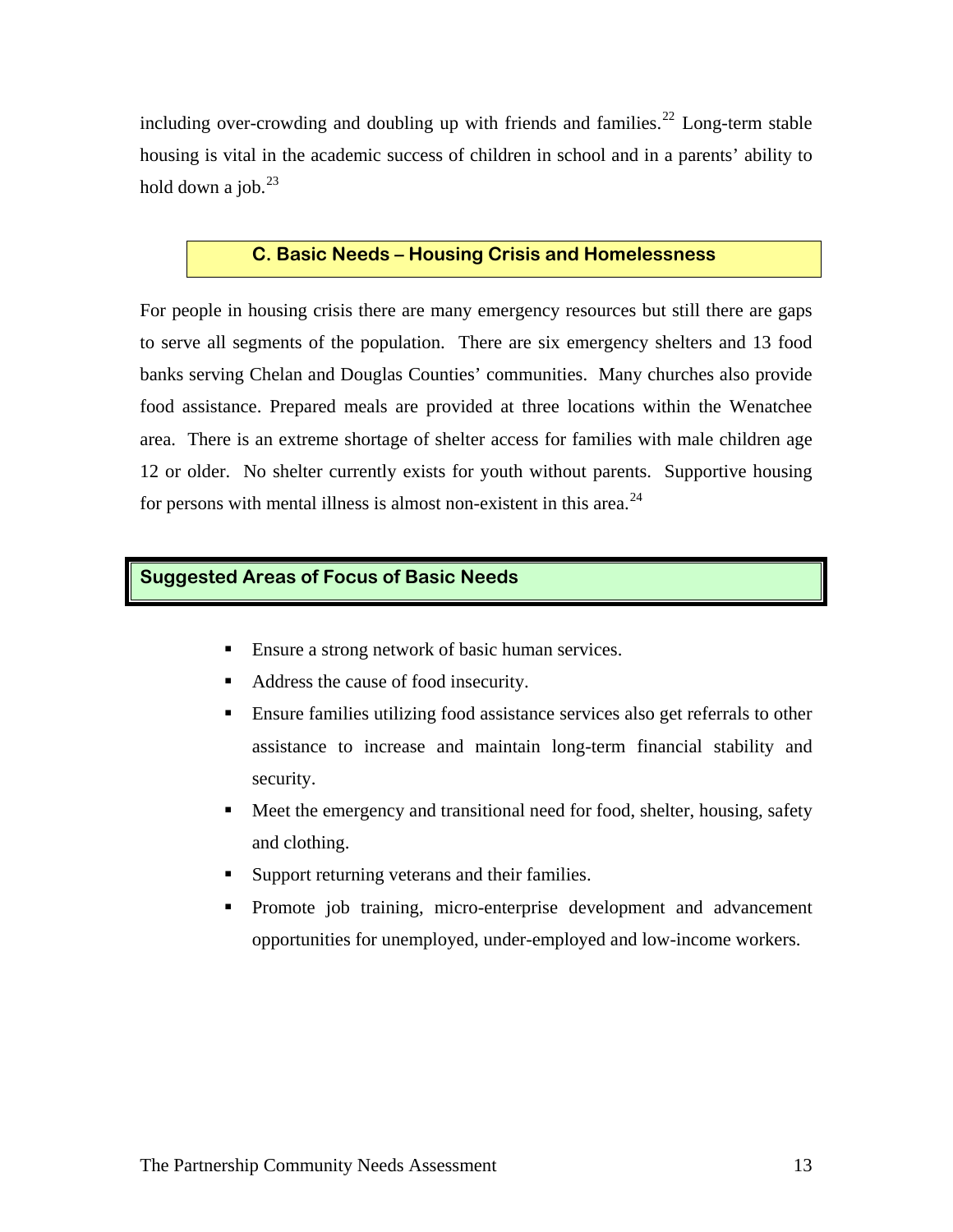including over-crowding and doubling up with friends and families.[22] Long-term stable housing is vital in the academic success of children in school and in a parents' ability to hold down a job.[23]

## C. Basic Needs – Housing Crisis and Homelessness

For people in housing crisis there are many emergency resources but still there are gaps to serve all segments of the population. There are six emergency shelters and 13 food banks serving Chelan and Douglas Counties' communities. Many churches also provide food assistance. Prepared meals are provided at three locations within the Wenatchee area. There is an extreme shortage of shelter access for families with male children age 12 or older. No shelter currently exists for youth without parents. Supportive housing for persons with mental illness is almost non-existent in this area.[24]

## Suggested Areas of Focus of Basic Needs

- Ensure a strong network of basic human services.
- Address the cause of food insecurity.
- Ensure families utilizing food assistance services also get referrals to other assistance to increase and maintain long-term financial stability and security.
- Meet the emergency and transitional need for food, shelter, housing, safety and clothing.
- Support returning veterans and their families.
- Promote job training, micro-enterprise development and advancement opportunities for unemployed, under-employed and low-income workers.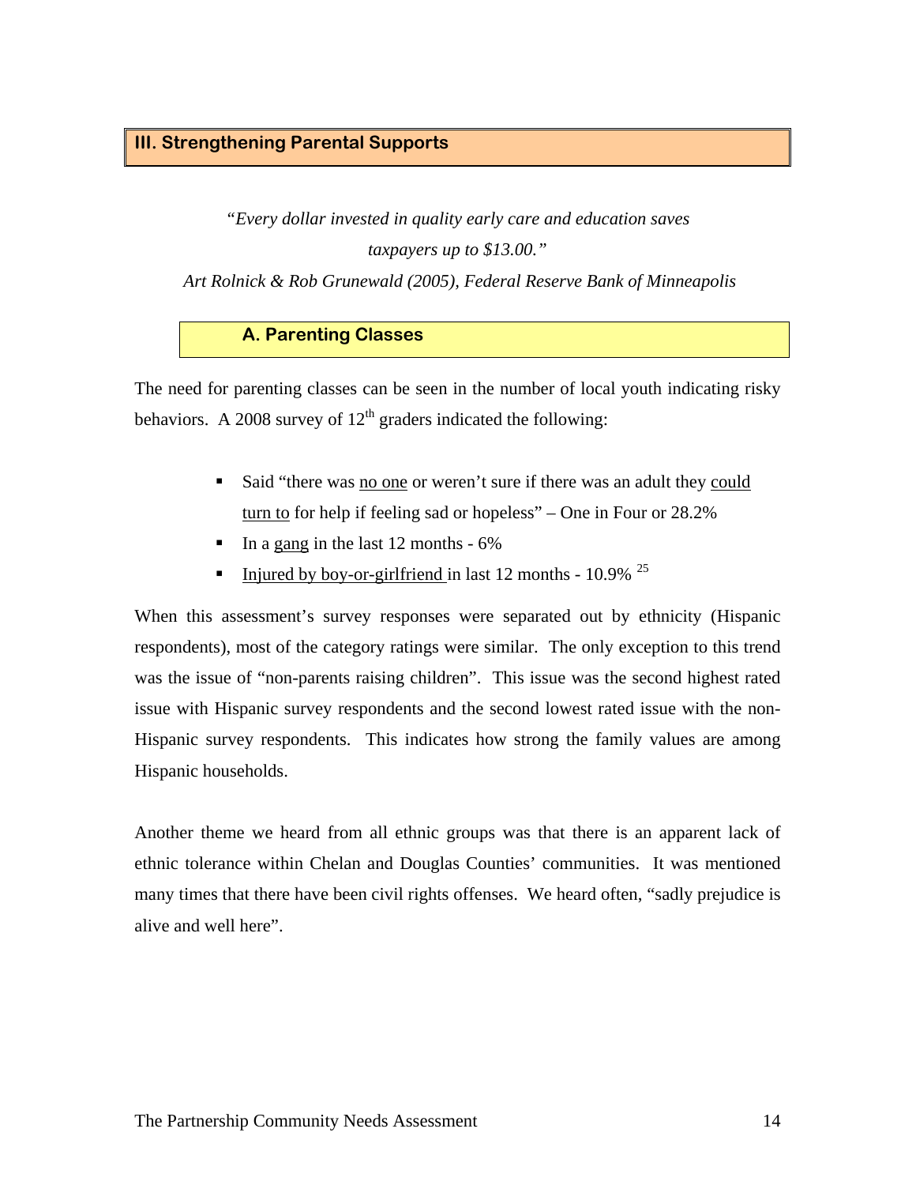## III. Strengthening Parental Supports

*"Every dollar invested in quality early care and education saves taxpayers up to $13.00."*
*Art Rolnick & Rob Grunewald (2005), Federal Reserve Bank of Minneapolis*

### A. Parenting Classes

The need for parenting classes can be seen in the number of local youth indicating risky behaviors. A 2008 survey of 12th graders indicated the following:

- Said "there was no one or weren't sure if there was an adult they could turn to for help if feeling sad or hopeless" – One in Four or 28.2%
- In a gang in the last 12 months - 6%
- Injured by boy-or-girlfriend in last 12 months - 10.9% [25]

When this assessment's survey responses were separated out by ethnicity (Hispanic respondents), most of the category ratings were similar. The only exception to this trend was the issue of "non-parents raising children". This issue was the second highest rated issue with Hispanic survey respondents and the second lowest rated issue with the non-Hispanic survey respondents. This indicates how strong the family values are among Hispanic households.

Another theme we heard from all ethnic groups was that there is an apparent lack of ethnic tolerance within Chelan and Douglas Counties' communities. It was mentioned many times that there have been civil rights offenses. We heard often, "sadly prejudice is alive and well here".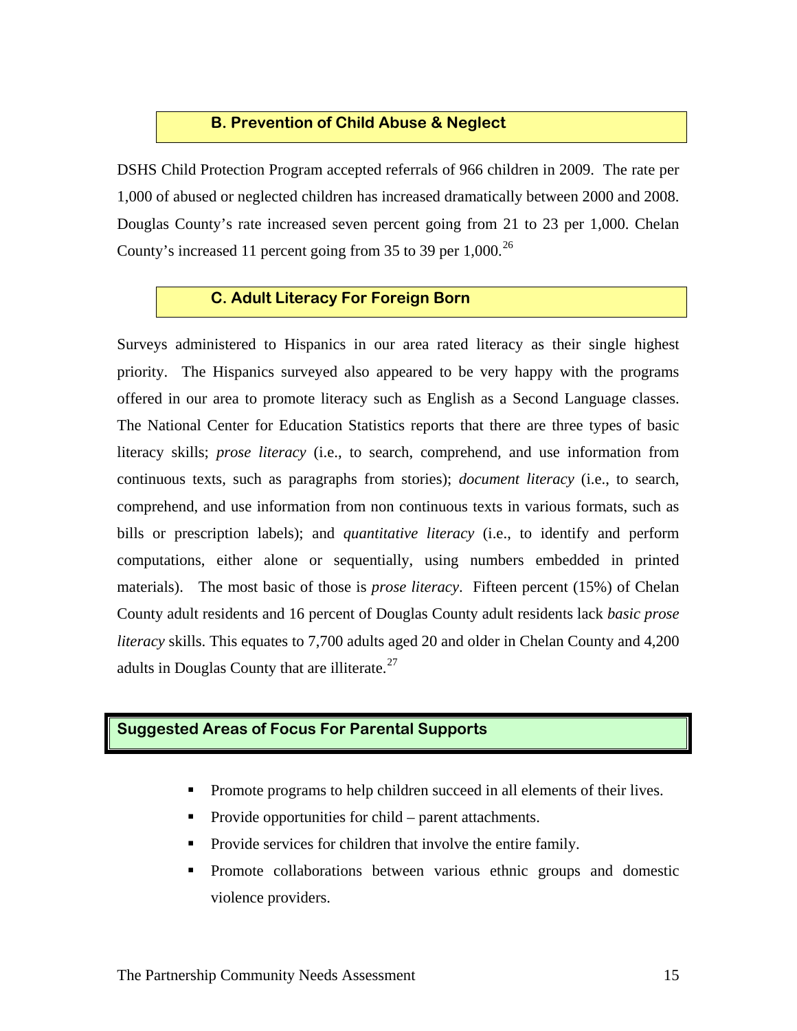### B. Prevention of Child Abuse & Neglect

DSHS Child Protection Program accepted referrals of 966 children in 2009. The rate per 1,000 of abused or neglected children has increased dramatically between 2000 and 2008. Douglas County's rate increased seven percent going from 21 to 23 per 1,000. Chelan County's increased 11 percent going from 35 to 39 per 1,000.[26]

### C. Adult Literacy For Foreign Born

Surveys administered to Hispanics in our area rated literacy as their single highest priority. The Hispanics surveyed also appeared to be very happy with the programs offered in our area to promote literacy such as English as a Second Language classes. The National Center for Education Statistics reports that there are three types of basic literacy skills; *prose literacy* (i.e., to search, comprehend, and use information from continuous texts, such as paragraphs from stories); *document literacy* (i.e., to search, comprehend, and use information from non continuous texts in various formats, such as bills or prescription labels); and *quantitative literacy* (i.e., to identify and perform computations, either alone or sequentially, using numbers embedded in printed materials). The most basic of those is *prose literacy*. Fifteen percent (15%) of Chelan County adult residents and 16 percent of Douglas County adult residents lack *basic prose literacy* skills. This equates to 7,700 adults aged 20 and older in Chelan County and 4,200 adults in Douglas County that are illiterate.[27]

## Suggested Areas of Focus For Parental Supports

- Promote programs to help children succeed in all elements of their lives.
- Provide opportunities for child – parent attachments.
- Provide services for children that involve the entire family.
- Promote collaborations between various ethnic groups and domestic violence providers.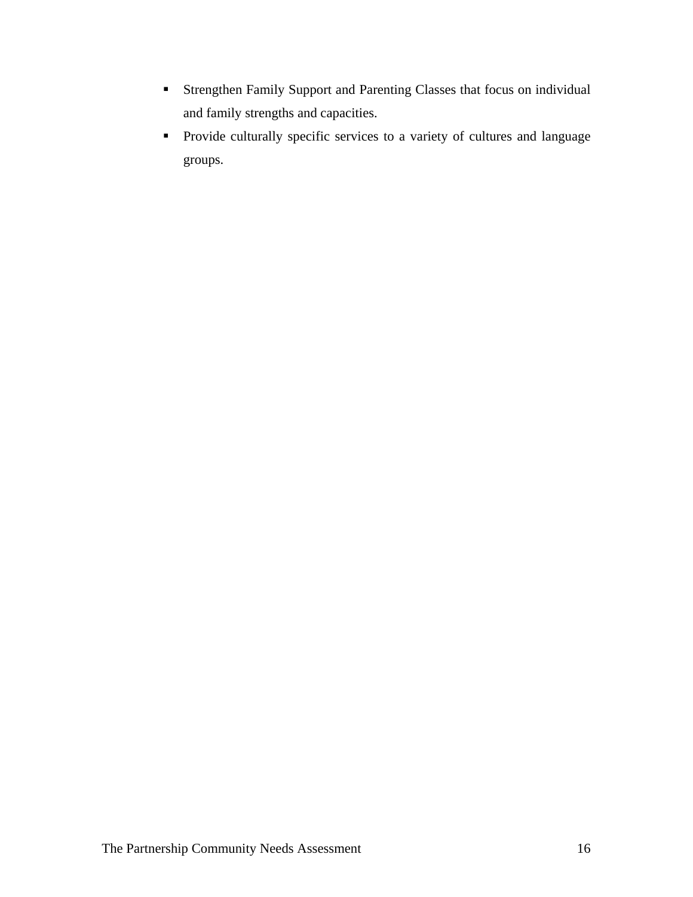- Strengthen Family Support and Parenting Classes that focus on individual and family strengths and capacities.
- Provide culturally specific services to a variety of cultures and language groups.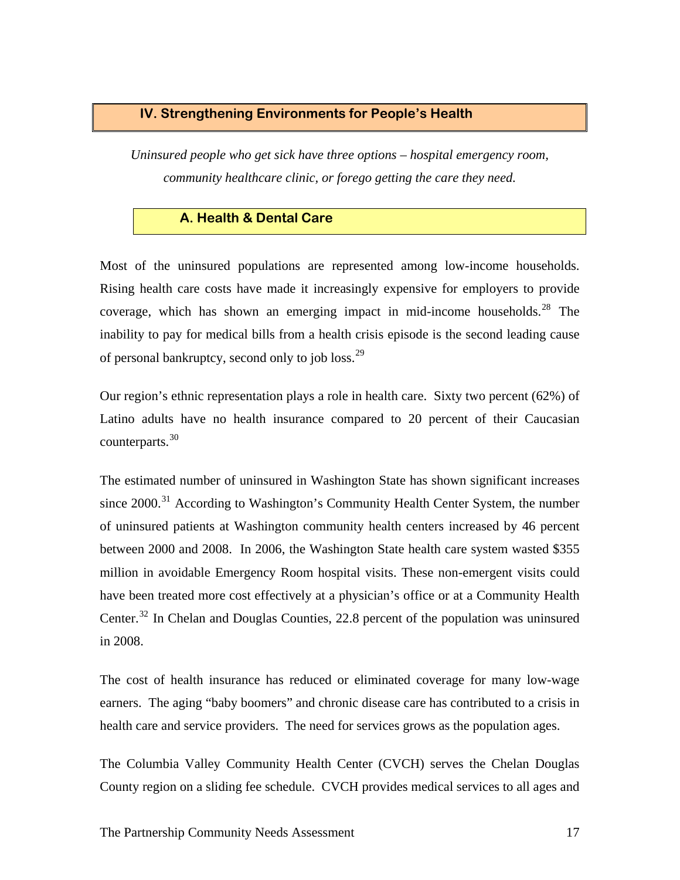## IV. Strengthening Environments for People's Health

*Uninsured people who get sick have three options – hospital emergency room, community healthcare clinic, or forego getting the care they need.*

### A. Health & Dental Care

Most of the uninsured populations are represented among low-income households. Rising health care costs have made it increasingly expensive for employers to provide coverage, which has shown an emerging impact in mid-income households.[28] The inability to pay for medical bills from a health crisis episode is the second leading cause of personal bankruptcy, second only to job loss.[29]

Our region's ethnic representation plays a role in health care. Sixty two percent (62%) of Latino adults have no health insurance compared to 20 percent of their Caucasian counterparts.[30]

The estimated number of uninsured in Washington State has shown significant increases since 2000.[31] According to Washington's Community Health Center System, the number of uninsured patients at Washington community health centers increased by 46 percent between 2000 and 2008. In 2006, the Washington State health care system wasted $355 million in avoidable Emergency Room hospital visits. These non-emergent visits could have been treated more cost effectively at a physician's office or at a Community Health Center.[32] In Chelan and Douglas Counties, 22.8 percent of the population was uninsured in 2008.

The cost of health insurance has reduced or eliminated coverage for many low-wage earners. The aging "baby boomers" and chronic disease care has contributed to a crisis in health care and service providers. The need for services grows as the population ages.

The Columbia Valley Community Health Center (CVCH) serves the Chelan Douglas County region on a sliding fee schedule. CVCH provides medical services to all ages and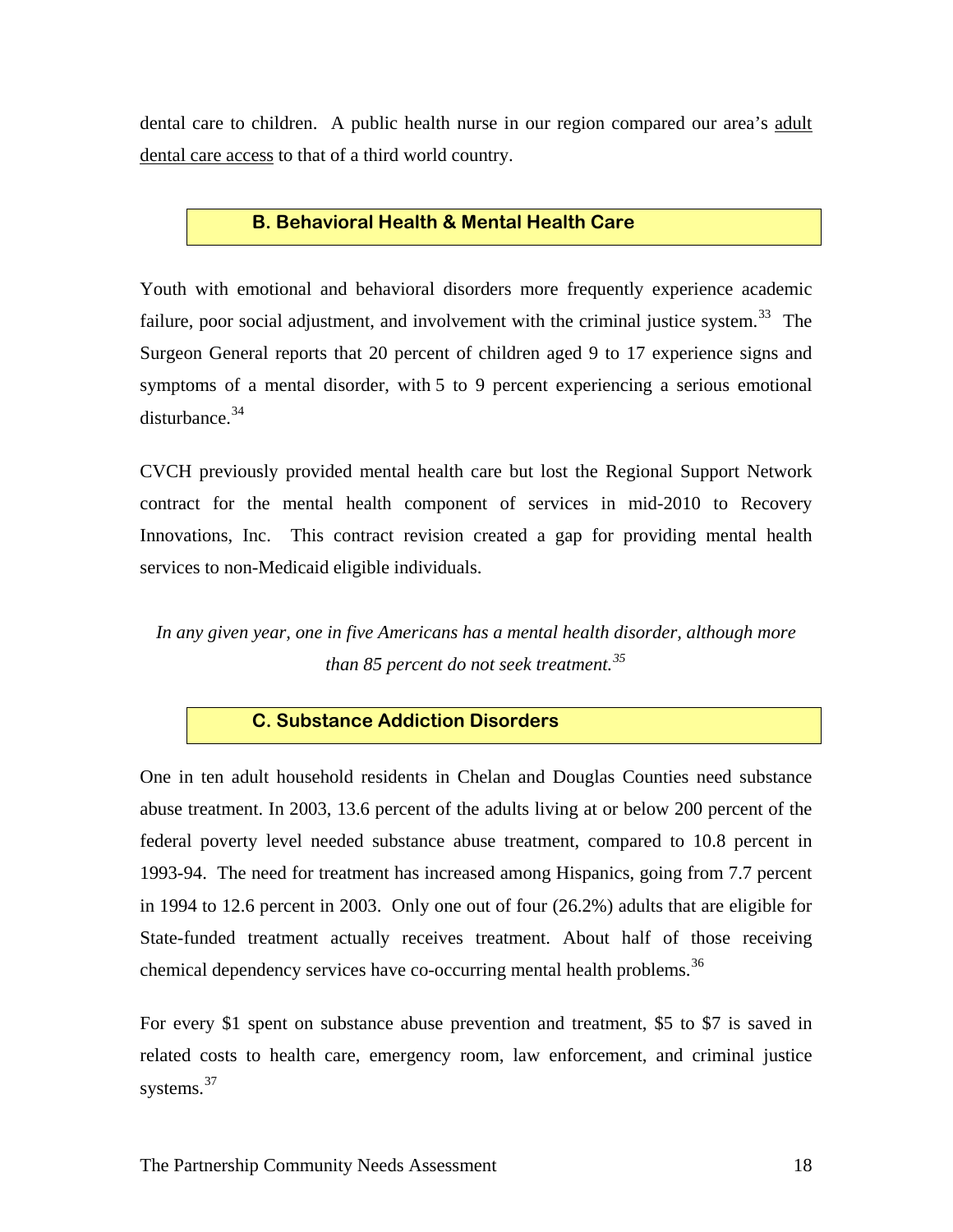dental care to children. A public health nurse in our region compared our area's adult dental care access to that of a third world country.

### B. Behavioral Health & Mental Health Care

Youth with emotional and behavioral disorders more frequently experience academic failure, poor social adjustment, and involvement with the criminal justice system.[33] The Surgeon General reports that 20 percent of children aged 9 to 17 experience signs and symptoms of a mental disorder, with 5 to 9 percent experiencing a serious emotional disturbance.[34]

CVCH previously provided mental health care but lost the Regional Support Network contract for the mental health component of services in mid-2010 to Recovery Innovations, Inc. This contract revision created a gap for providing mental health services to non-Medicaid eligible individuals.

*In any given year, one in five Americans has a mental health disorder, although more than 85 percent do not seek treatment.[35]*

### C. Substance Addiction Disorders

One in ten adult household residents in Chelan and Douglas Counties need substance abuse treatment. In 2003, 13.6 percent of the adults living at or below 200 percent of the federal poverty level needed substance abuse treatment, compared to 10.8 percent in 1993-94. The need for treatment has increased among Hispanics, going from 7.7 percent in 1994 to 12.6 percent in 2003. Only one out of four (26.2%) adults that are eligible for State-funded treatment actually receives treatment. About half of those receiving chemical dependency services have co-occurring mental health problems.[36]

For every $1 spent on substance abuse prevention and treatment, $5 to $7 is saved in related costs to health care, emergency room, law enforcement, and criminal justice systems.[37]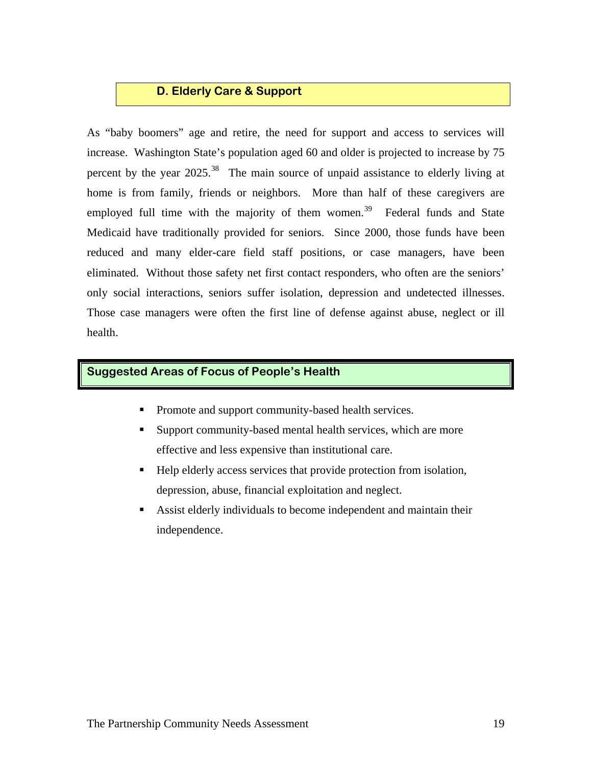## D. Elderly Care & Support

As "baby boomers" age and retire, the need for support and access to services will increase. Washington State's population aged 60 and older is projected to increase by 75 percent by the year 2025.[38] The main source of unpaid assistance to elderly living at home is from family, friends or neighbors. More than half of these caregivers are employed full time with the majority of them women.[39] Federal funds and State Medicaid have traditionally provided for seniors. Since 2000, those funds have been reduced and many elder-care field staff positions, or case managers, have been eliminated. Without those safety net first contact responders, who often are the seniors' only social interactions, seniors suffer isolation, depression and undetected illnesses. Those case managers were often the first line of defense against abuse, neglect or ill health.

### Suggested Areas of Focus of People's Health

- Promote and support community-based health services.
- Support community-based mental health services, which are more effective and less expensive than institutional care.
- Help elderly access services that provide protection from isolation, depression, abuse, financial exploitation and neglect.
- Assist elderly individuals to become independent and maintain their independence.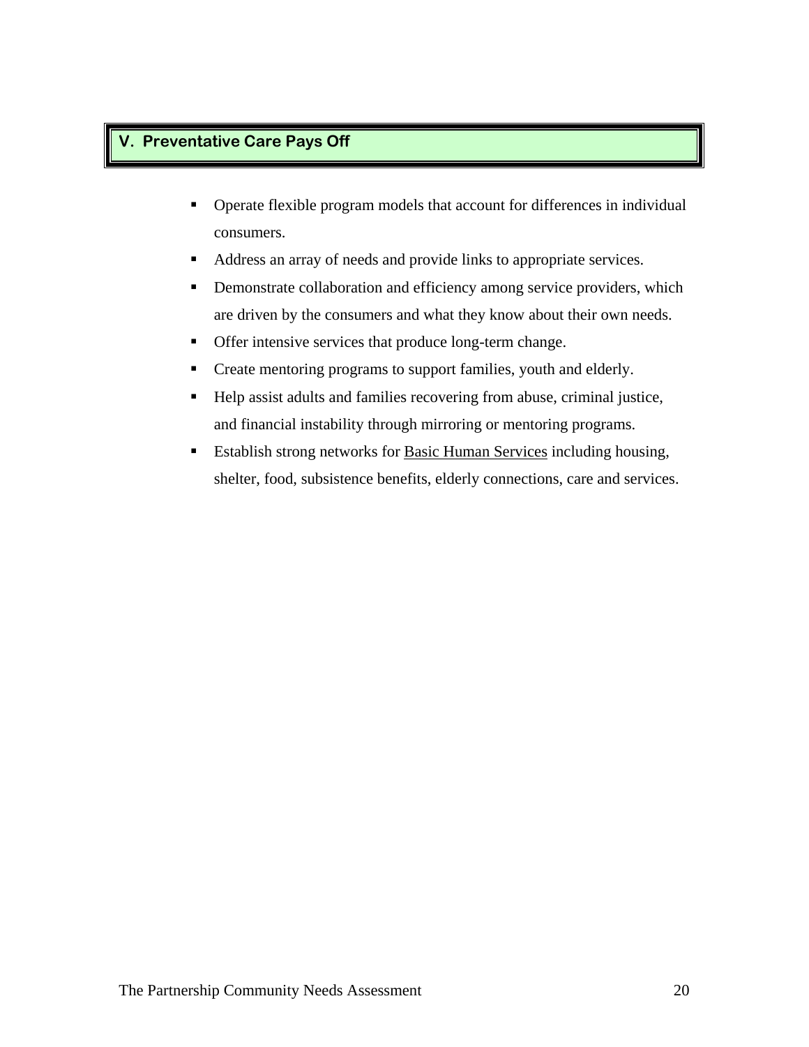## V. Preventative Care Pays Off

- Operate flexible program models that account for differences in individual consumers.
- Address an array of needs and provide links to appropriate services.
- Demonstrate collaboration and efficiency among service providers, which are driven by the consumers and what they know about their own needs.
- Offer intensive services that produce long-term change.
- Create mentoring programs to support families, youth and elderly.
- Help assist adults and families recovering from abuse, criminal justice, and financial instability through mirroring or mentoring programs.
- Establish strong networks for <u>Basic Human Services</u> including housing, shelter, food, subsistence benefits, elderly connections, care and services.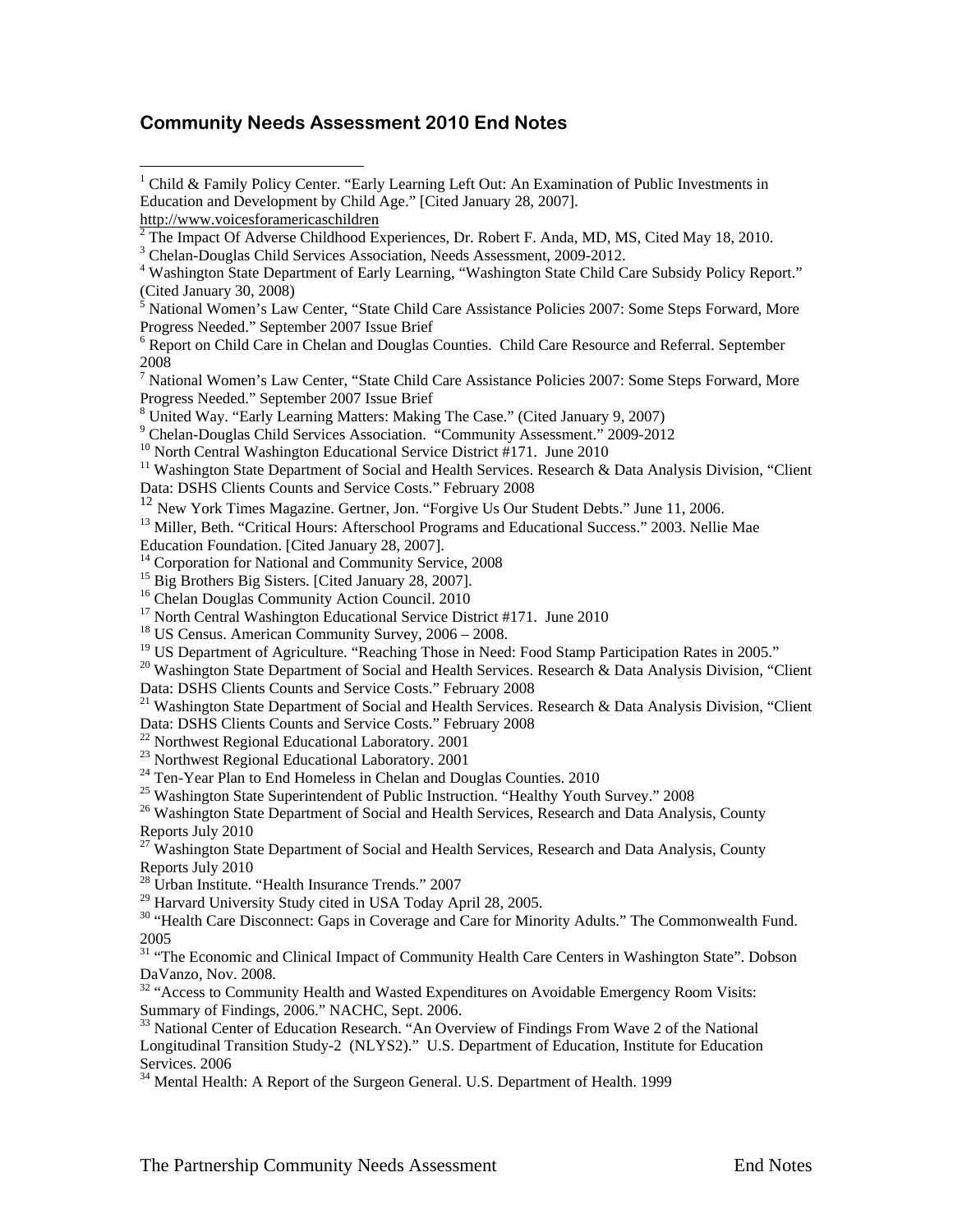## Community Needs Assessment 2010 End Notes

[1] Child & Family Policy Center. "Early Learning Left Out: An Examination of Public Investments in Education and Development by Child Age." [Cited January 28, 2007]. http://www.voicesforamericaschildren

[2] The Impact Of Adverse Childhood Experiences, Dr. Robert F. Anda, MD, MS, Cited May 18, 2010.

[3] Chelan-Douglas Child Services Association, Needs Assessment, 2009-2012.

[4] Washington State Department of Early Learning, "Washington State Child Care Subsidy Policy Report." (Cited January 30, 2008)

[5] National Women's Law Center, "State Child Care Assistance Policies 2007: Some Steps Forward, More Progress Needed." September 2007 Issue Brief

[6] Report on Child Care in Chelan and Douglas Counties. Child Care Resource and Referral. September 2008

[7] National Women's Law Center, "State Child Care Assistance Policies 2007: Some Steps Forward, More Progress Needed." September 2007 Issue Brief

[8] United Way. "Early Learning Matters: Making The Case." (Cited January 9, 2007)

[9] Chelan-Douglas Child Services Association. "Community Assessment." 2009-2012

[10] North Central Washington Educational Service District #171. June 2010

[11] Washington State Department of Social and Health Services. Research & Data Analysis Division, "Client Data: DSHS Clients Counts and Service Costs." February 2008

[12] New York Times Magazine. Gertner, Jon. "Forgive Us Our Student Debts." June 11, 2006.

[13] Miller, Beth. "Critical Hours: Afterschool Programs and Educational Success." 2003. Nellie Mae Education Foundation. [Cited January 28, 2007].

[14] Corporation for National and Community Service, 2008

[15] Big Brothers Big Sisters. [Cited January 28, 2007].

[16] Chelan Douglas Community Action Council. 2010

[17] North Central Washington Educational Service District #171. June 2010

[18] US Census. American Community Survey, 2006 – 2008.

[19] US Department of Agriculture. "Reaching Those in Need: Food Stamp Participation Rates in 2005."

[20] Washington State Department of Social and Health Services. Research & Data Analysis Division, "Client Data: DSHS Clients Counts and Service Costs." February 2008

[21] Washington State Department of Social and Health Services. Research & Data Analysis Division, "Client Data: DSHS Clients Counts and Service Costs." February 2008

[22] Northwest Regional Educational Laboratory. 2001

[23] Northwest Regional Educational Laboratory. 2001

[24] Ten-Year Plan to End Homeless in Chelan and Douglas Counties. 2010

[25] Washington State Superintendent of Public Instruction. "Healthy Youth Survey." 2008

[26] Washington State Department of Social and Health Services, Research and Data Analysis, County Reports July 2010

[27] Washington State Department of Social and Health Services, Research and Data Analysis, County Reports July 2010

[28] Urban Institute. "Health Insurance Trends." 2007

[29] Harvard University Study cited in USA Today April 28, 2005.

[30] "Health Care Disconnect: Gaps in Coverage and Care for Minority Adults." The Commonwealth Fund. 2005

[31] "The Economic and Clinical Impact of Community Health Care Centers in Washington State". Dobson DaVanzo, Nov. 2008.

[32] "Access to Community Health and Wasted Expenditures on Avoidable Emergency Room Visits: Summary of Findings, 2006." NACHC, Sept. 2006.

[33] National Center of Education Research. "An Overview of Findings From Wave 2 of the National Longitudinal Transition Study-2 (NLYS2)." U.S. Department of Education, Institute for Education Services. 2006

[34] Mental Health: A Report of the Surgeon General. U.S. Department of Health. 1999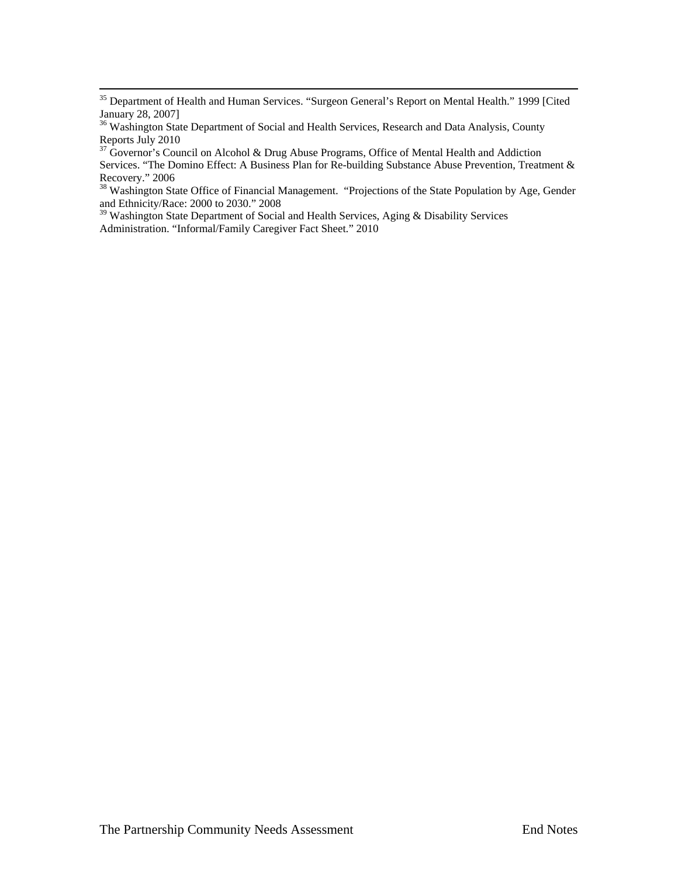[35] Department of Health and Human Services. "Surgeon General's Report on Mental Health." 1999 [Cited January 28, 2007]

[36] Washington State Department of Social and Health Services, Research and Data Analysis, County Reports July 2010

[37] Governor's Council on Alcohol & Drug Abuse Programs, Office of Mental Health and Addiction Services. "The Domino Effect: A Business Plan for Re-building Substance Abuse Prevention, Treatment & Recovery." 2006

[38] Washington State Office of Financial Management. "Projections of the State Population by Age, Gender and Ethnicity/Race: 2000 to 2030." 2008

[39] Washington State Department of Social and Health Services, Aging & Disability Services Administration. "Informal/Family Caregiver Fact Sheet." 2010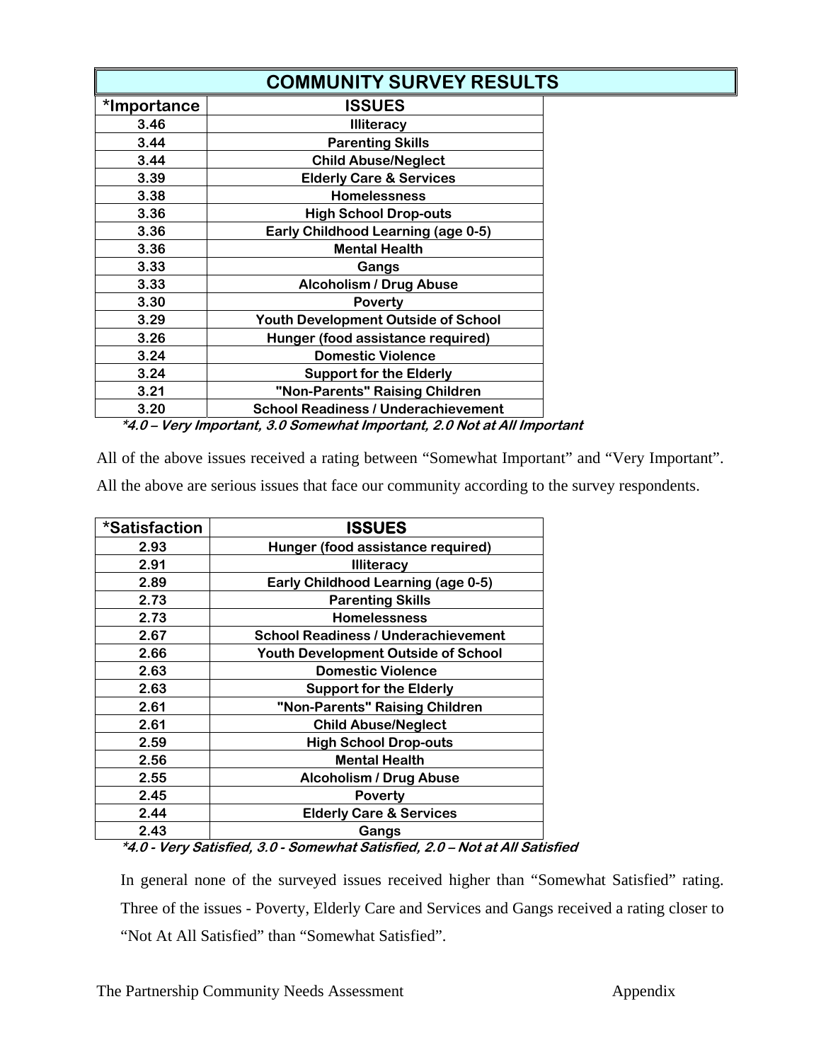## COMMUNITY SURVEY RESULTS

| *Importance | ISSUES |
|---|---|
| 3.46 | Illiteracy |
| 3.44 | Parenting Skills |
| 3.44 | Child Abuse/Neglect |
| 3.39 | Elderly Care & Services |
| 3.38 | Homelessness |
| 3.36 | High School Drop-outs |
| 3.36 | Early Childhood Learning (age 0-5) |
| 3.36 | Mental Health |
| 3.33 | Gangs |
| 3.33 | Alcoholism / Drug Abuse |
| 3.30 | Poverty |
| 3.29 | Youth Development Outside of School |
| 3.26 | Hunger (food assistance required) |
| 3.24 | Domestic Violence |
| 3.24 | Support for the Elderly |
| 3.21 | "Non-Parents" Raising Children |
| 3.20 | School Readiness / Underachievement |

***4.0 – Very Important, 3.0 Somewhat Important, 2.0 Not at All Important***

All of the above issues received a rating between "Somewhat Important" and "Very Important". All the above are serious issues that face our community according to the survey respondents.

| *Satisfaction | ISSUES |
|---|---|
| 2.93 | Hunger (food assistance required) |
| 2.91 | Illiteracy |
| 2.89 | Early Childhood Learning (age 0-5) |
| 2.73 | Parenting Skills |
| 2.73 | Homelessness |
| 2.67 | School Readiness / Underachievement |
| 2.66 | Youth Development Outside of School |
| 2.63 | Domestic Violence |
| 2.63 | Support for the Elderly |
| 2.61 | "Non-Parents" Raising Children |
| 2.61 | Child Abuse/Neglect |
| 2.59 | High School Drop-outs |
| 2.56 | Mental Health |
| 2.55 | Alcoholism / Drug Abuse |
| 2.45 | Poverty |
| 2.44 | Elderly Care & Services |
| 2.43 | Gangs |

***4.0 - Very Satisfied, 3.0 - Somewhat Satisfied, 2.0 – Not at All Satisfied***

In general none of the surveyed issues received higher than "Somewhat Satisfied" rating. Three of the issues - Poverty, Elderly Care and Services and Gangs received a rating closer to "Not At All Satisfied" than "Somewhat Satisfied".